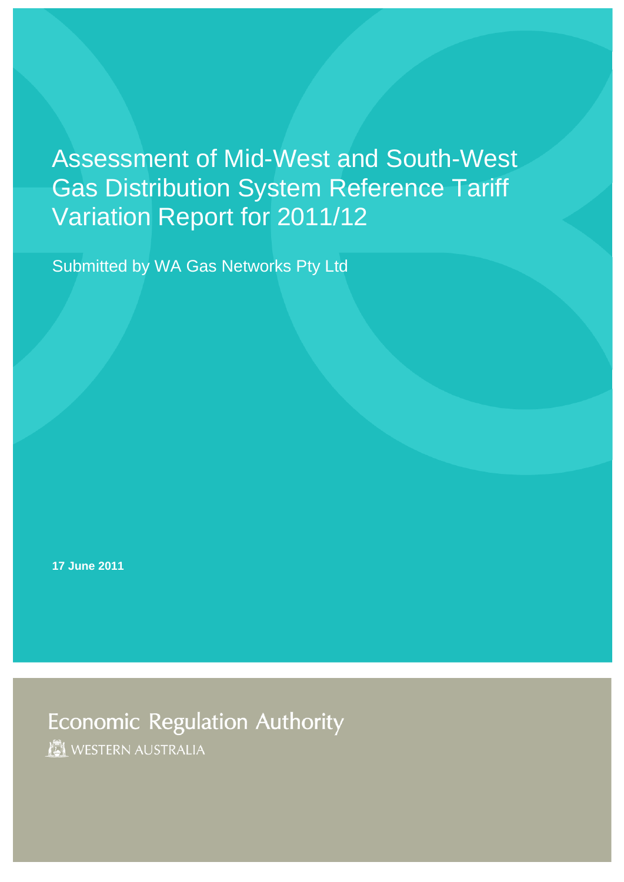# Assessment of Mid-West and South-West Gas Distribution System Reference Tariff Variation Report for 2011/12

Submitted by WA Gas Networks Pty Ltd

**17 June 2011**

Economic Regulation Authority

WESTERN AUSTRALIA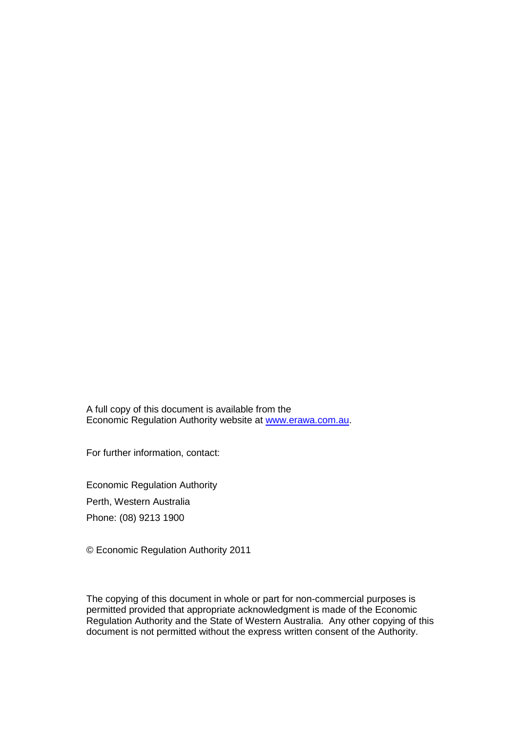A full copy of this document is available from the Economic Regulation Authority website at [www.erawa.com.au](http://www.erawa.com.au).

For further information, contact:

Economic Regulation Authority

Perth, Western Australia

Phone: (08) 9213 1900

© Economic Regulation Authority 2011

The copying of this document in whole or part for non-commercial purposes is permitted provided that appropriate acknowledgment is made of the Economic Regulation Authority and the State of Western Australia. Any other copying of this document is not permitted without the express written consent of the Authority.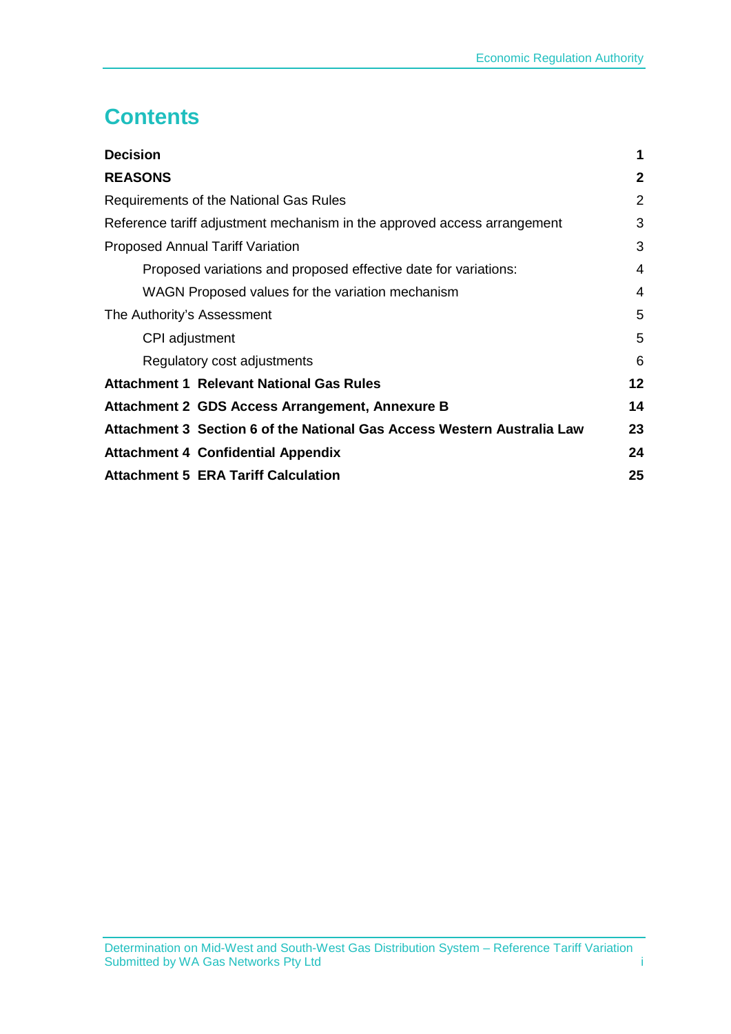# Contents

| | |
|---|---|
| **Decision** | **1** |
| **REASONS** | **2** |
| Requirements of the National Gas Rules | 2 |
| Reference tariff adjustment mechanism in the approved access arrangement | 3 |
| Proposed Annual Tariff Variation | 3 |
| &nbsp;&nbsp;&nbsp;&nbsp;Proposed variations and proposed effective date for variations: | 4 |
| &nbsp;&nbsp;&nbsp;&nbsp;WAGN Proposed values for the variation mechanism | 4 |
| The Authority's Assessment | 5 |
| &nbsp;&nbsp;&nbsp;&nbsp;CPI adjustment | 5 |
| &nbsp;&nbsp;&nbsp;&nbsp;Regulatory cost adjustments | 6 |
| **Attachment 1 Relevant National Gas Rules** | **12** |
| **Attachment 2 GDS Access Arrangement, Annexure B** | **14** |
| **Attachment 3 Section 6 of the National Gas Access Western Australia Law** | **23** |
| **Attachment 4 Confidential Appendix** | **24** |
| **Attachment 5 ERA Tariff Calculation** | **25** |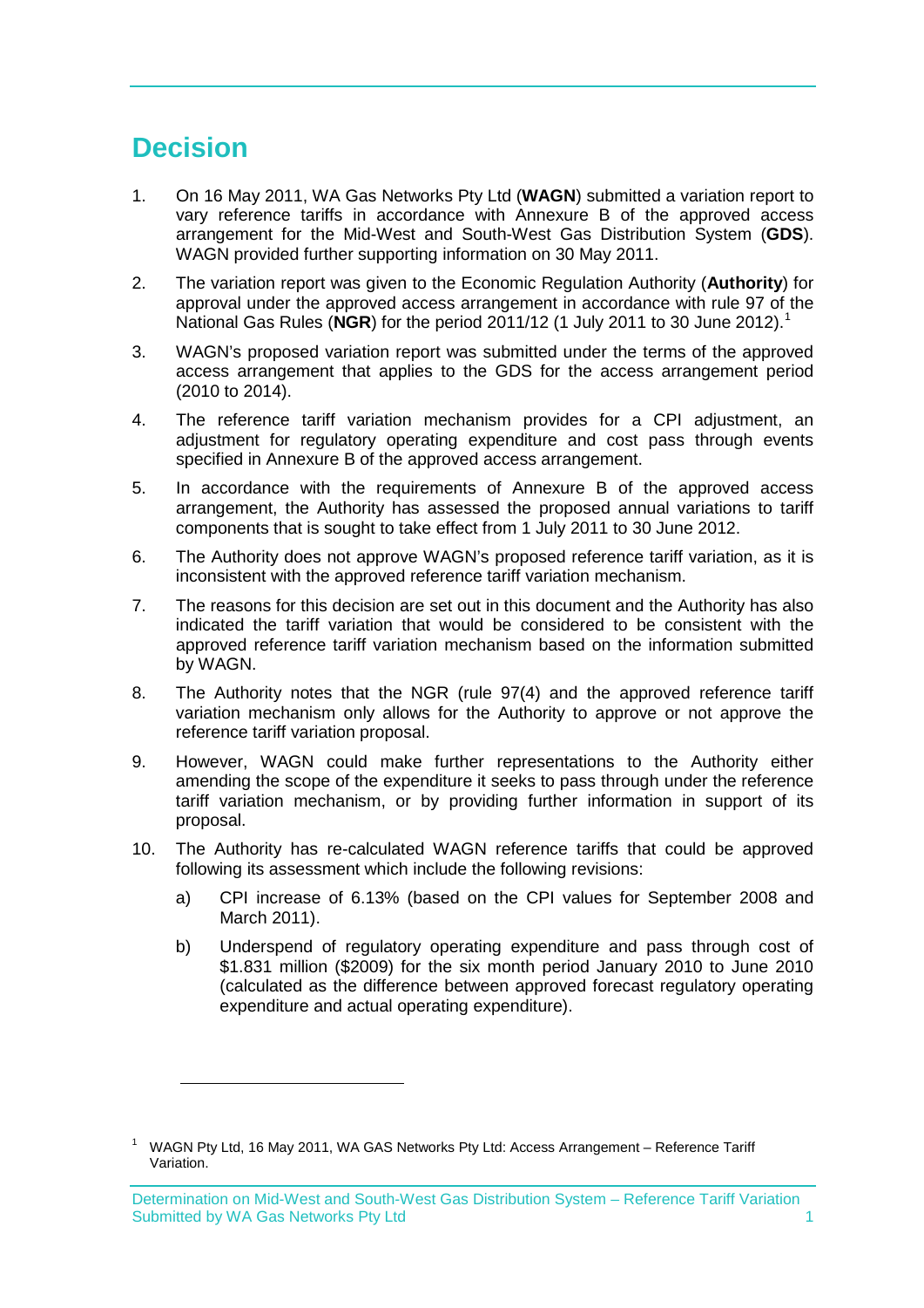# Decision

1. On 16 May 2011, WA Gas Networks Pty Ltd (**WAGN**) submitted a variation report to vary reference tariffs in accordance with Annexure B of the approved access arrangement for the Mid-West and South-West Gas Distribution System (**GDS**). WAGN provided further supporting information on 30 May 2011.

2. The variation report was given to the Economic Regulation Authority (**Authority**) for approval under the approved access arrangement in accordance with rule 97 of the National Gas Rules (**NGR**) for the period 2011/12 (1 July 2011 to 30 June 2012).[1]

3. WAGN's proposed variation report was submitted under the terms of the approved access arrangement that applies to the GDS for the access arrangement period (2010 to 2014).

4. The reference tariff variation mechanism provides for a CPI adjustment, an adjustment for regulatory operating expenditure and cost pass through events specified in Annexure B of the approved access arrangement.

5. In accordance with the requirements of Annexure B of the approved access arrangement, the Authority has assessed the proposed annual variations to tariff components that is sought to take effect from 1 July 2011 to 30 June 2012.

6. The Authority does not approve WAGN's proposed reference tariff variation, as it is inconsistent with the approved reference tariff variation mechanism.

7. The reasons for this decision are set out in this document and the Authority has also indicated the tariff variation that would be considered to be consistent with the approved reference tariff variation mechanism based on the information submitted by WAGN.

8. The Authority notes that the NGR (rule 97(4) and the approved reference tariff variation mechanism only allows for the Authority to approve or not approve the reference tariff variation proposal.

9. However, WAGN could make further representations to the Authority either amending the scope of the expenditure it seeks to pass through under the reference tariff variation mechanism, or by providing further information in support of its proposal.

10. The Authority has re-calculated WAGN reference tariffs that could be approved following its assessment which include the following revisions:

    a) CPI increase of 6.13% (based on the CPI values for September 2008 and March 2011).

    b) Underspend of regulatory operating expenditure and pass through cost of $1.831 million ($2009) for the six month period January 2010 to June 2010 (calculated as the difference between approved forecast regulatory operating expenditure and actual operating expenditure).

---

[1] WAGN Pty Ltd, 16 May 2011, WA GAS Networks Pty Ltd: Access Arrangement – Reference Tariff Variation.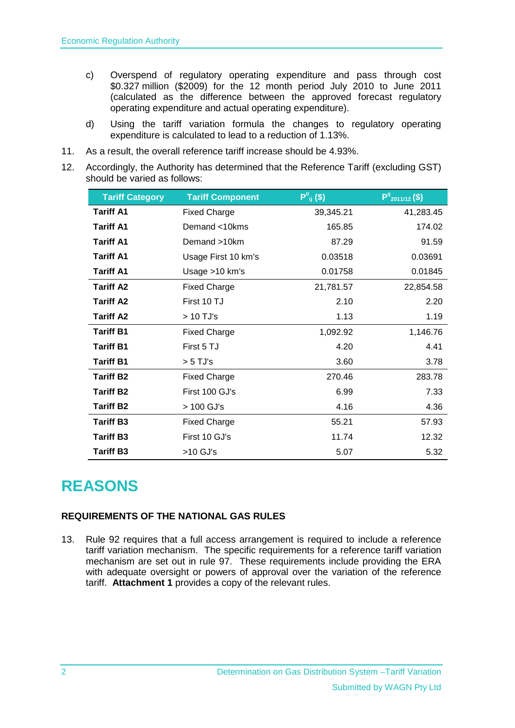c) Overspend of regulatory operating expenditure and pass through cost $0.327 million ($2009) for the 12 month period July 2010 to June 2011 (calculated as the difference between the approved forecast regulatory operating expenditure and actual operating expenditure).

d) Using the tariff variation formula the changes to regulatory operating expenditure is calculated to lead to a reduction of 1.13%.

11. As a result, the overall reference tariff increase should be 4.93%.

12. Accordingly, the Authority has determined that the Reference Tariff (excluding GST) should be varied as follows:

| Tariff Category | Tariff Component | $P^{0}_{ij}$ ($) | $P^{ij}_{2011/12}$ ($) |
|---|---|---|---|
| **Tariff A1** | Fixed Charge | 39,345.21 | 41,283.45 |
| **Tariff A1** | Demand <10kms | 165.85 | 174.02 |
| **Tariff A1** | Demand >10km | 87.29 | 91.59 |
| **Tariff A1** | Usage First 10 km's | 0.03518 | 0.03691 |
| **Tariff A1** | Usage >10 km's | 0.01758 | 0.01845 |
| **Tariff A2** | Fixed Charge | 21,781.57 | 22,854.58 |
| **Tariff A2** | First 10 TJ | 2.10 | 2.20 |
| **Tariff A2** | > 10 TJ's | 1.13 | 1.19 |
| **Tariff B1** | Fixed Charge | 1,092.92 | 1,146.76 |
| **Tariff B1** | First 5 TJ | 4.20 | 4.41 |
| **Tariff B1** | > 5 TJ's | 3.60 | 3.78 |
| **Tariff B2** | Fixed Charge | 270.46 | 283.78 |
| **Tariff B2** | First 100 GJ's | 6.99 | 7.33 |
| **Tariff B2** | > 100 GJ's | 4.16 | 4.36 |
| **Tariff B3** | Fixed Charge | 55.21 | 57.93 |
| **Tariff B3** | First 10 GJ's | 11.74 | 12.32 |
| **Tariff B3** | >10 GJ's | 5.07 | 5.32 |

# REASONS

### REQUIREMENTS OF THE NATIONAL GAS RULES

13. Rule 92 requires that a full access arrangement is required to include a reference tariff variation mechanism. The specific requirements for a reference tariff variation mechanism are set out in rule 97. These requirements include providing the ERA with adequate oversight or powers of approval over the variation of the reference tariff. **Attachment 1** provides a copy of the relevant rules.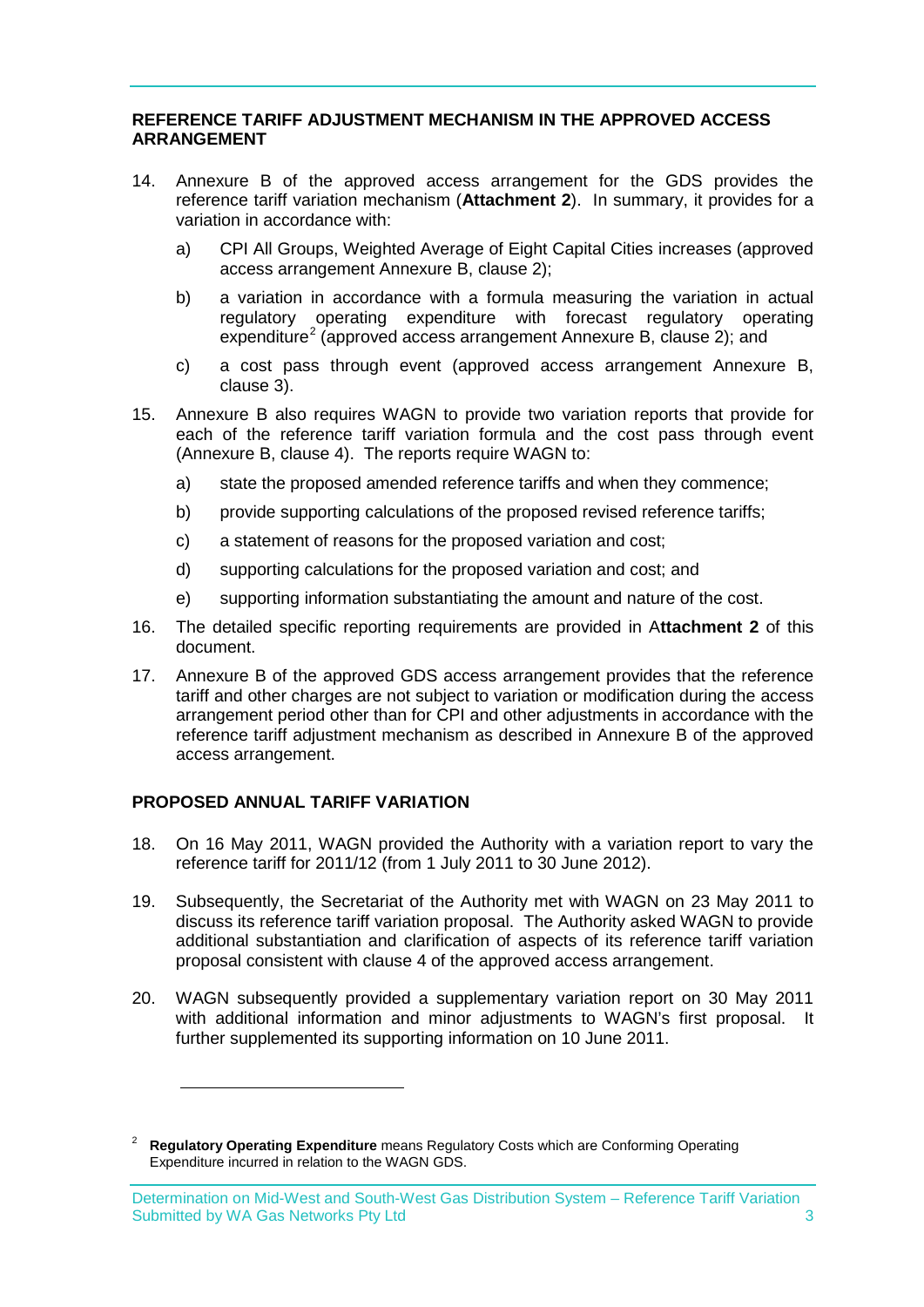## REFERENCE TARIFF ADJUSTMENT MECHANISM IN THE APPROVED ACCESS ARRANGEMENT

14. Annexure B of the approved access arrangement for the GDS provides the reference tariff variation mechanism (**Attachment 2**). In summary, it provides for a variation in accordance with:

    a) CPI All Groups, Weighted Average of Eight Capital Cities increases (approved access arrangement Annexure B, clause 2);

    b) a variation in accordance with a formula measuring the variation in actual regulatory operating expenditure with forecast regulatory operating expenditure[2] (approved access arrangement Annexure B, clause 2); and

    c) a cost pass through event (approved access arrangement Annexure B, clause 3).

15. Annexure B also requires WAGN to provide two variation reports that provide for each of the reference tariff variation formula and the cost pass through event (Annexure B, clause 4). The reports require WAGN to:

    a) state the proposed amended reference tariffs and when they commence;

    b) provide supporting calculations of the proposed revised reference tariffs;

    c) a statement of reasons for the proposed variation and cost;

    d) supporting calculations for the proposed variation and cost; and

    e) supporting information substantiating the amount and nature of the cost.

16. The detailed specific reporting requirements are provided in A**ttachment 2** of this document.

17. Annexure B of the approved GDS access arrangement provides that the reference tariff and other charges are not subject to variation or modification during the access arrangement period other than for CPI and other adjustments in accordance with the reference tariff adjustment mechanism as described in Annexure B of the approved access arrangement.

## PROPOSED ANNUAL TARIFF VARIATION

18. On 16 May 2011, WAGN provided the Authority with a variation report to vary the reference tariff for 2011/12 (from 1 July 2011 to 30 June 2012).

19. Subsequently, the Secretariat of the Authority met with WAGN on 23 May 2011 to discuss its reference tariff variation proposal. The Authority asked WAGN to provide additional substantiation and clarification of aspects of its reference tariff variation proposal consistent with clause 4 of the approved access arrangement.

20. WAGN subsequently provided a supplementary variation report on 30 May 2011 with additional information and minor adjustments to WAGN's first proposal. It further supplemented its supporting information on 10 June 2011.

---

[2] **Regulatory Operating Expenditure** means Regulatory Costs which are Conforming Operating Expenditure incurred in relation to the WAGN GDS.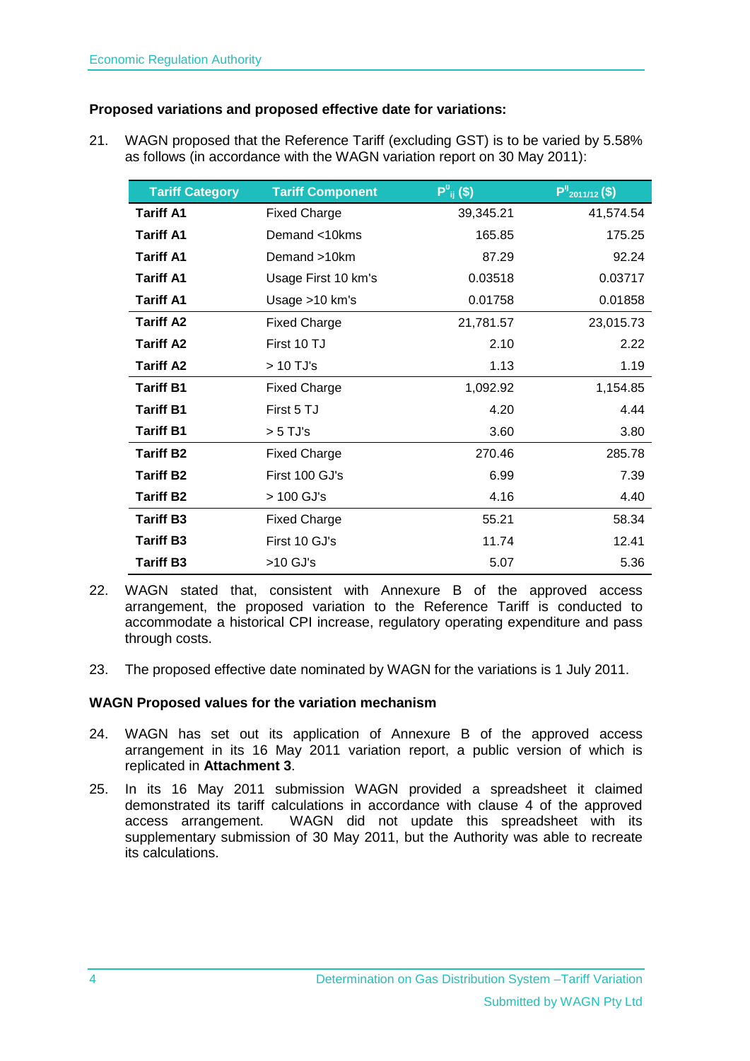**Proposed variations and proposed effective date for variations:**

21. WAGN proposed that the Reference Tariff (excluding GST) is to be varied by 5.58% as follows (in accordance with the WAGN variation report on 30 May 2011):

| Tariff Category | Tariff Component | $P^{0}_{ij}$ ($) | $P^{ij}_{2011/12}$ ($) |
|---|---|---|---|
| **Tariff A1** | Fixed Charge | 39,345.21 | 41,574.54 |
| **Tariff A1** | Demand <10kms | 165.85 | 175.25 |
| **Tariff A1** | Demand >10km | 87.29 | 92.24 |
| **Tariff A1** | Usage First 10 km's | 0.03518 | 0.03717 |
| **Tariff A1** | Usage >10 km's | 0.01758 | 0.01858 |
| **Tariff A2** | Fixed Charge | 21,781.57 | 23,015.73 |
| **Tariff A2** | First 10 TJ | 2.10 | 2.22 |
| **Tariff A2** | > 10 TJ's | 1.13 | 1.19 |
| **Tariff B1** | Fixed Charge | 1,092.92 | 1,154.85 |
| **Tariff B1** | First 5 TJ | 4.20 | 4.44 |
| **Tariff B1** | > 5 TJ's | 3.60 | 3.80 |
| **Tariff B2** | Fixed Charge | 270.46 | 285.78 |
| **Tariff B2** | First 100 GJ's | 6.99 | 7.39 |
| **Tariff B2** | > 100 GJ's | 4.16 | 4.40 |
| **Tariff B3** | Fixed Charge | 55.21 | 58.34 |
| **Tariff B3** | First 10 GJ's | 11.74 | 12.41 |
| **Tariff B3** | >10 GJ's | 5.07 | 5.36 |

22. WAGN stated that, consistent with Annexure B of the approved access arrangement, the proposed variation to the Reference Tariff is conducted to accommodate a historical CPI increase, regulatory operating expenditure and pass through costs.

23. The proposed effective date nominated by WAGN for the variations is 1 July 2011.

**WAGN Proposed values for the variation mechanism**

24. WAGN has set out its application of Annexure B of the approved access arrangement in its 16 May 2011 variation report, a public version of which is replicated in **Attachment 3**.

25. In its 16 May 2011 submission WAGN provided a spreadsheet it claimed demonstrated its tariff calculations in accordance with clause 4 of the approved access arrangement. WAGN did not update this spreadsheet with its supplementary submission of 30 May 2011, but the Authority was able to recreate its calculations.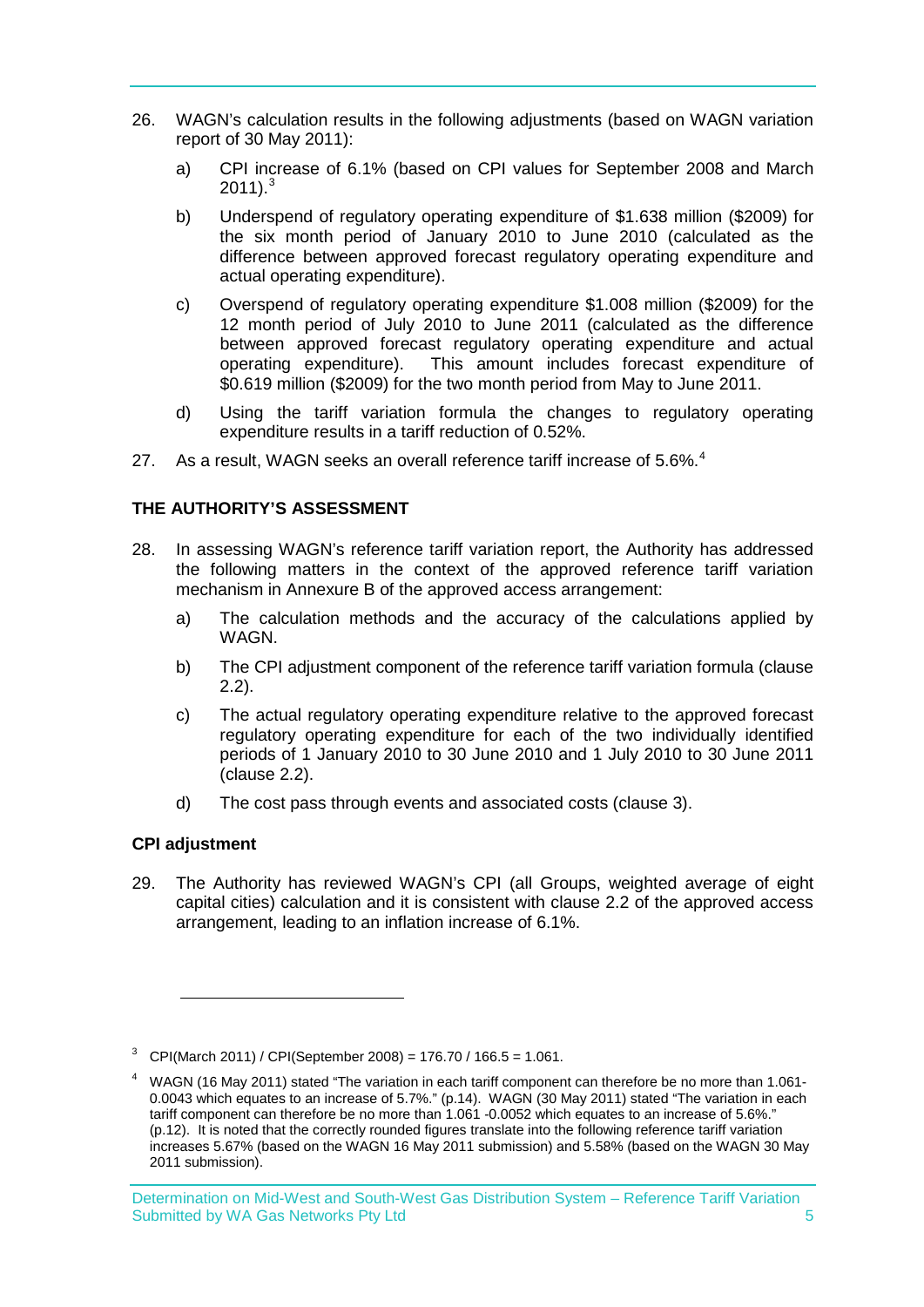26. WAGN's calculation results in the following adjustments (based on WAGN variation report of 30 May 2011):

    a) CPI increase of 6.1% (based on CPI values for September 2008 and March 2011).[3]

    b) Underspend of regulatory operating expenditure of $1.638 million ($2009) for the six month period of January 2010 to June 2010 (calculated as the difference between approved forecast regulatory operating expenditure and actual operating expenditure).

    c) Overspend of regulatory operating expenditure $1.008 million ($2009) for the 12 month period of July 2010 to June 2011 (calculated as the difference between approved forecast regulatory operating expenditure and actual operating expenditure). This amount includes forecast expenditure of $0.619 million ($2009) for the two month period from May to June 2011.

    d) Using the tariff variation formula the changes to regulatory operating expenditure results in a tariff reduction of 0.52%.

27. As a result, WAGN seeks an overall reference tariff increase of 5.6%.[4]

## THE AUTHORITY'S ASSESSMENT

28. In assessing WAGN's reference tariff variation report, the Authority has addressed the following matters in the context of the approved reference tariff variation mechanism in Annexure B of the approved access arrangement:

    a) The calculation methods and the accuracy of the calculations applied by WAGN.

    b) The CPI adjustment component of the reference tariff variation formula (clause 2.2).

    c) The actual regulatory operating expenditure relative to the approved forecast regulatory operating expenditure for each of the two individually identified periods of 1 January 2010 to 30 June 2010 and 1 July 2010 to 30 June 2011 (clause 2.2).

    d) The cost pass through events and associated costs (clause 3).

### CPI adjustment

29. The Authority has reviewed WAGN's CPI (all Groups, weighted average of eight capital cities) calculation and it is consistent with clause 2.2 of the approved access arrangement, leading to an inflation increase of 6.1%.

---

[3] CPI(March 2011) / CPI(September 2008) = 176.70 / 166.5 = 1.061.

[4] WAGN (16 May 2011) stated "The variation in each tariff component can therefore be no more than 1.061-0.0043 which equates to an increase of 5.7%." (p.14). WAGN (30 May 2011) stated "The variation in each tariff component can therefore be no more than 1.061 -0.0052 which equates to an increase of 5.6%." (p.12). It is noted that the correctly rounded figures translate into the following reference tariff variation increases 5.67% (based on the WAGN 16 May 2011 submission) and 5.58% (based on the WAGN 30 May 2011 submission).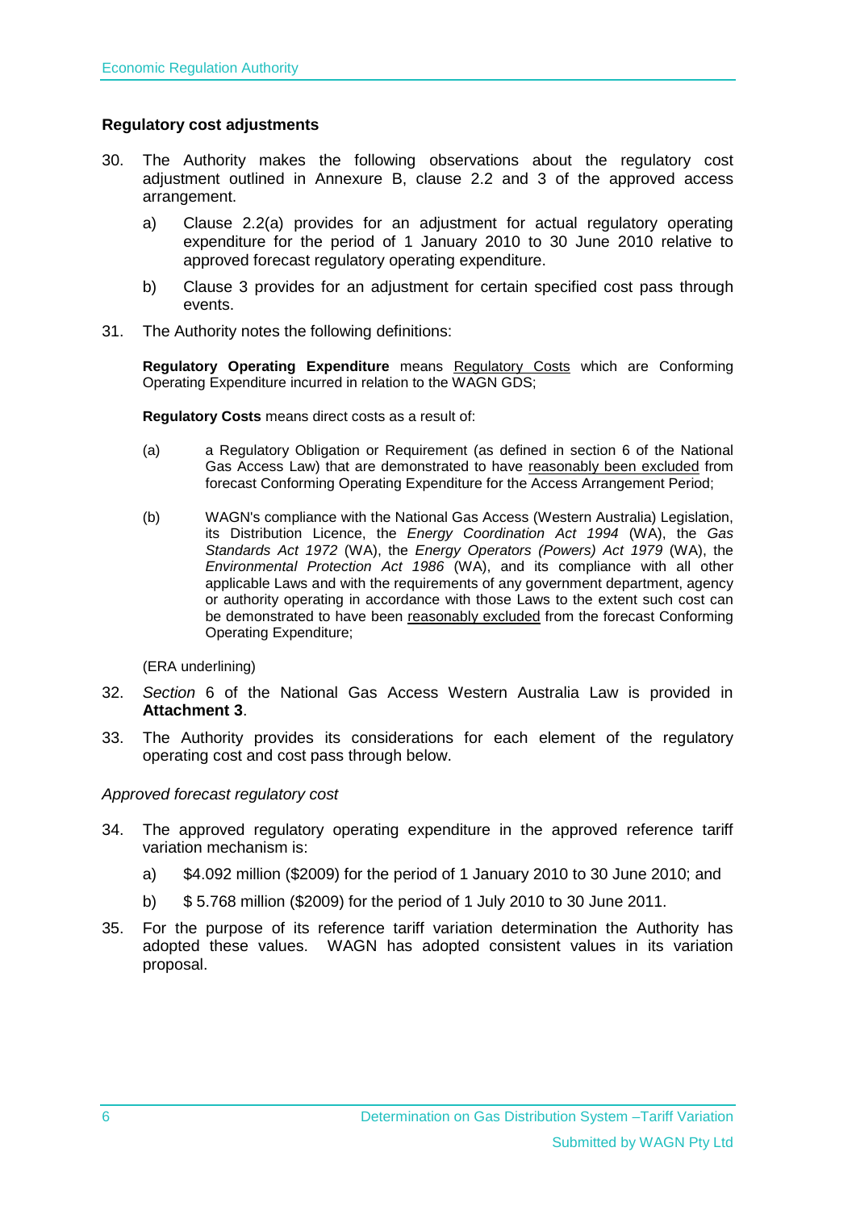### Regulatory cost adjustments

30. The Authority makes the following observations about the regulatory cost adjustment outlined in Annexure B, clause 2.2 and 3 of the approved access arrangement.

    a) Clause 2.2(a) provides for an adjustment for actual regulatory operating expenditure for the period of 1 January 2010 to 30 June 2010 relative to approved forecast regulatory operating expenditure.

    b) Clause 3 provides for an adjustment for certain specified cost pass through events.

31. The Authority notes the following definitions:

    **Regulatory Operating Expenditure** means Regulatory Costs which are Conforming Operating Expenditure incurred in relation to the WAGN GDS;

    **Regulatory Costs** means direct costs as a result of:

    (a) a Regulatory Obligation or Requirement (as defined in section 6 of the National Gas Access Law) that are demonstrated to have reasonably been excluded from forecast Conforming Operating Expenditure for the Access Arrangement Period;

    (b) WAGN's compliance with the National Gas Access (Western Australia) Legislation, its Distribution Licence, the *Energy Coordination Act 1994* (WA), the *Gas Standards Act 1972* (WA), the *Energy Operators (Powers) Act 1979* (WA), the *Environmental Protection Act 1986* (WA), and its compliance with all other applicable Laws and with the requirements of any government department, agency or authority operating in accordance with those Laws to the extent such cost can be demonstrated to have been reasonably excluded from the forecast Conforming Operating Expenditure;

    (ERA underlining)

32. *Section* 6 of the National Gas Access Western Australia Law is provided in **Attachment 3**.

33. The Authority provides its considerations for each element of the regulatory operating cost and cost pass through below.

*Approved forecast regulatory cost*

34. The approved regulatory operating expenditure in the approved reference tariff variation mechanism is:

    a) $4.092 million ($2009) for the period of 1 January 2010 to 30 June 2010; and

    b) $ 5.768 million ($2009) for the period of 1 July 2010 to 30 June 2011.

35. For the purpose of its reference tariff variation determination the Authority has adopted these values. WAGN has adopted consistent values in its variation proposal.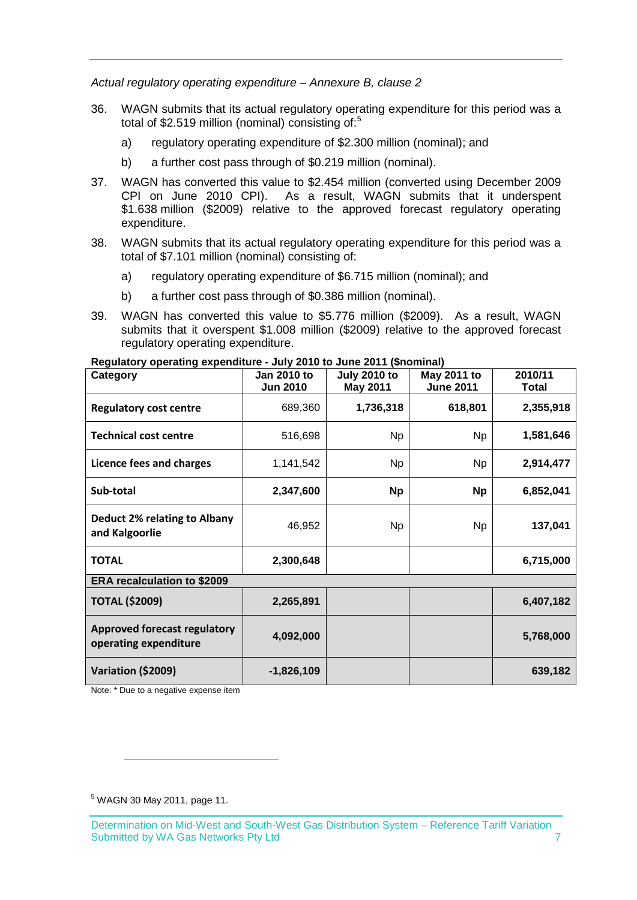*Actual regulatory operating expenditure – Annexure B, clause 2*

36. WAGN submits that its actual regulatory operating expenditure for this period was a total of $2.519 million (nominal) consisting of:[5]

    a) regulatory operating expenditure of $2.300 million (nominal); and

    b) a further cost pass through of $0.219 million (nominal).

37. WAGN has converted this value to $2.454 million (converted using December 2009 CPI on June 2010 CPI). As a result, WAGN submits that it underspent $1.638 million ($2009) relative to the approved forecast regulatory operating expenditure.

38. WAGN submits that its actual regulatory operating expenditure for this period was a total of $7.101 million (nominal) consisting of:

    a) regulatory operating expenditure of $6.715 million (nominal); and

    b) a further cost pass through of $0.386 million (nominal).

39. WAGN has converted this value to $5.776 million ($2009). As a result, WAGN submits that it overspent $1.008 million ($2009) relative to the approved forecast regulatory operating expenditure.

**Regulatory operating expenditure - July 2010 to June 2011 ($nominal)**

| Category | Jan 2010 to Jun 2010 | July 2010 to May 2011 | May 2011 to June 2011 | 2010/11 Total |
|---|---|---|---|---|
| **Regulatory cost centre** | 689,360 | **1,736,318** | **618,801** | **2,355,918** |
| **Technical cost centre** | 516,698 | Np | Np | **1,581,646** |
| **Licence fees and charges** | 1,141,542 | Np | Np | **2,914,477** |
| **Sub-total** | **2,347,600** | **Np** | **Np** | **6,852,041** |
| **Deduct 2% relating to Albany and Kalgoorlie** | 46,952 | Np | Np | **137,041** |
| **TOTAL** | **2,300,648** | | | **6,715,000** |
| **ERA recalculation to $2009** | | | | |
| **TOTAL ($2009)** | **2,265,891** | | | **6,407,182** |
| **Approved forecast regulatory operating expenditure** | **4,092,000** | | | **5,768,000** |
| **Variation ($2009)** | **-1,826,109** | | | **639,182** |

Note: * Due to a negative expense item

[5] WAGN 30 May 2011, page 11.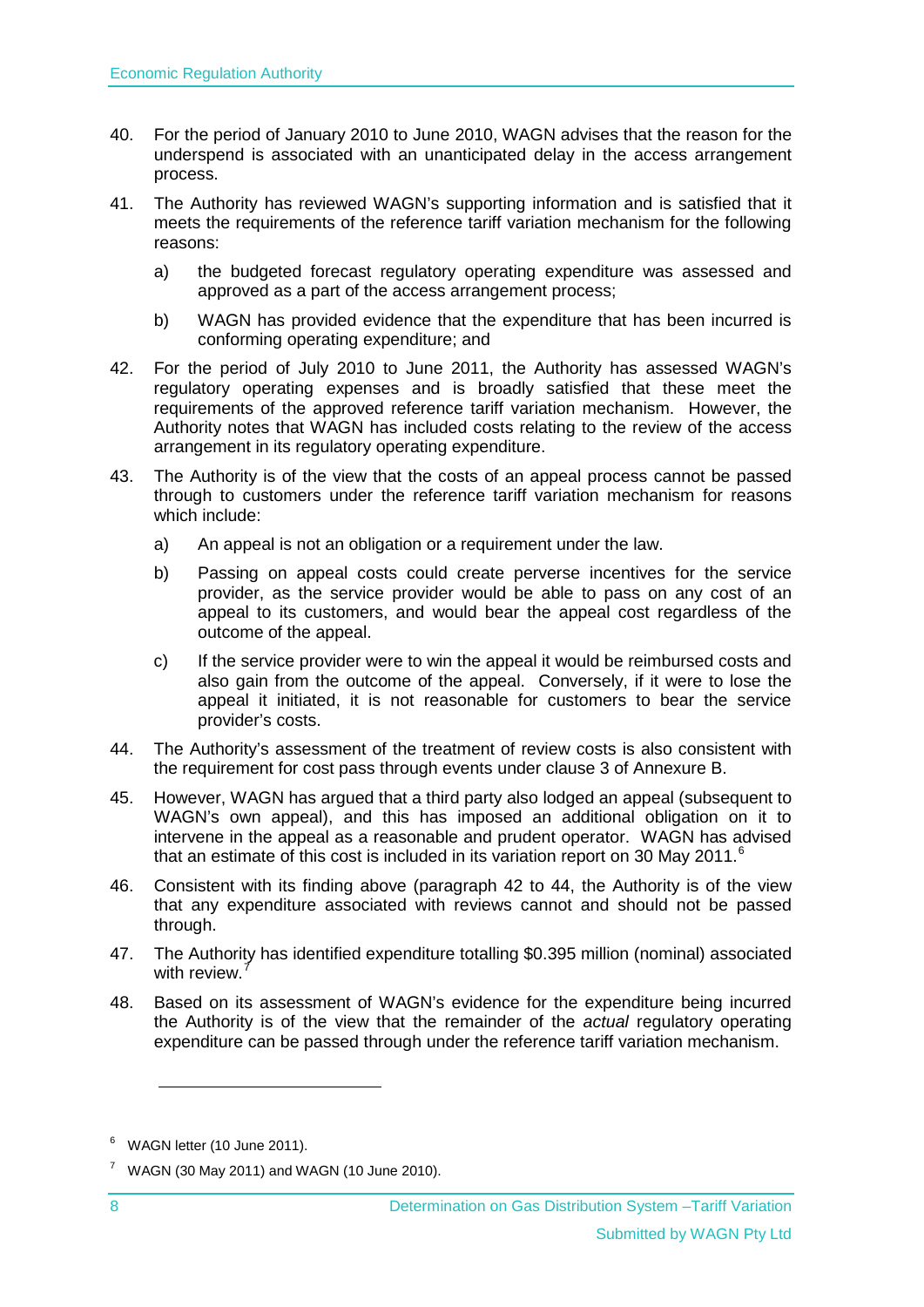40. For the period of January 2010 to June 2010, WAGN advises that the reason for the underspend is associated with an unanticipated delay in the access arrangement process.

41. The Authority has reviewed WAGN's supporting information and is satisfied that it meets the requirements of the reference tariff variation mechanism for the following reasons:

    a) the budgeted forecast regulatory operating expenditure was assessed and approved as a part of the access arrangement process;

    b) WAGN has provided evidence that the expenditure that has been incurred is conforming operating expenditure; and

42. For the period of July 2010 to June 2011, the Authority has assessed WAGN's regulatory operating expenses and is broadly satisfied that these meet the requirements of the approved reference tariff variation mechanism. However, the Authority notes that WAGN has included costs relating to the review of the access arrangement in its regulatory operating expenditure.

43. The Authority is of the view that the costs of an appeal process cannot be passed through to customers under the reference tariff variation mechanism for reasons which include:

    a) An appeal is not an obligation or a requirement under the law.

    b) Passing on appeal costs could create perverse incentives for the service provider, as the service provider would be able to pass on any cost of an appeal to its customers, and would bear the appeal cost regardless of the outcome of the appeal.

    c) If the service provider were to win the appeal it would be reimbursed costs and also gain from the outcome of the appeal. Conversely, if it were to lose the appeal it initiated, it is not reasonable for customers to bear the service provider's costs.

44. The Authority's assessment of the treatment of review costs is also consistent with the requirement for cost pass through events under clause 3 of Annexure B.

45. However, WAGN has argued that a third party also lodged an appeal (subsequent to WAGN's own appeal), and this has imposed an additional obligation on it to intervene in the appeal as a reasonable and prudent operator. WAGN has advised that an estimate of this cost is included in its variation report on 30 May 2011.[6]

46. Consistent with its finding above (paragraph 42 to 44, the Authority is of the view that any expenditure associated with reviews cannot and should not be passed through.

47. The Authority has identified expenditure totalling $0.395 million (nominal) associated with review.[7]

48. Based on its assessment of WAGN's evidence for the expenditure being incurred the Authority is of the view that the remainder of the *actual* regulatory operating expenditure can be passed through under the reference tariff variation mechanism.

---

[6] WAGN letter (10 June 2011).

[7] WAGN (30 May 2011) and WAGN (10 June 2010).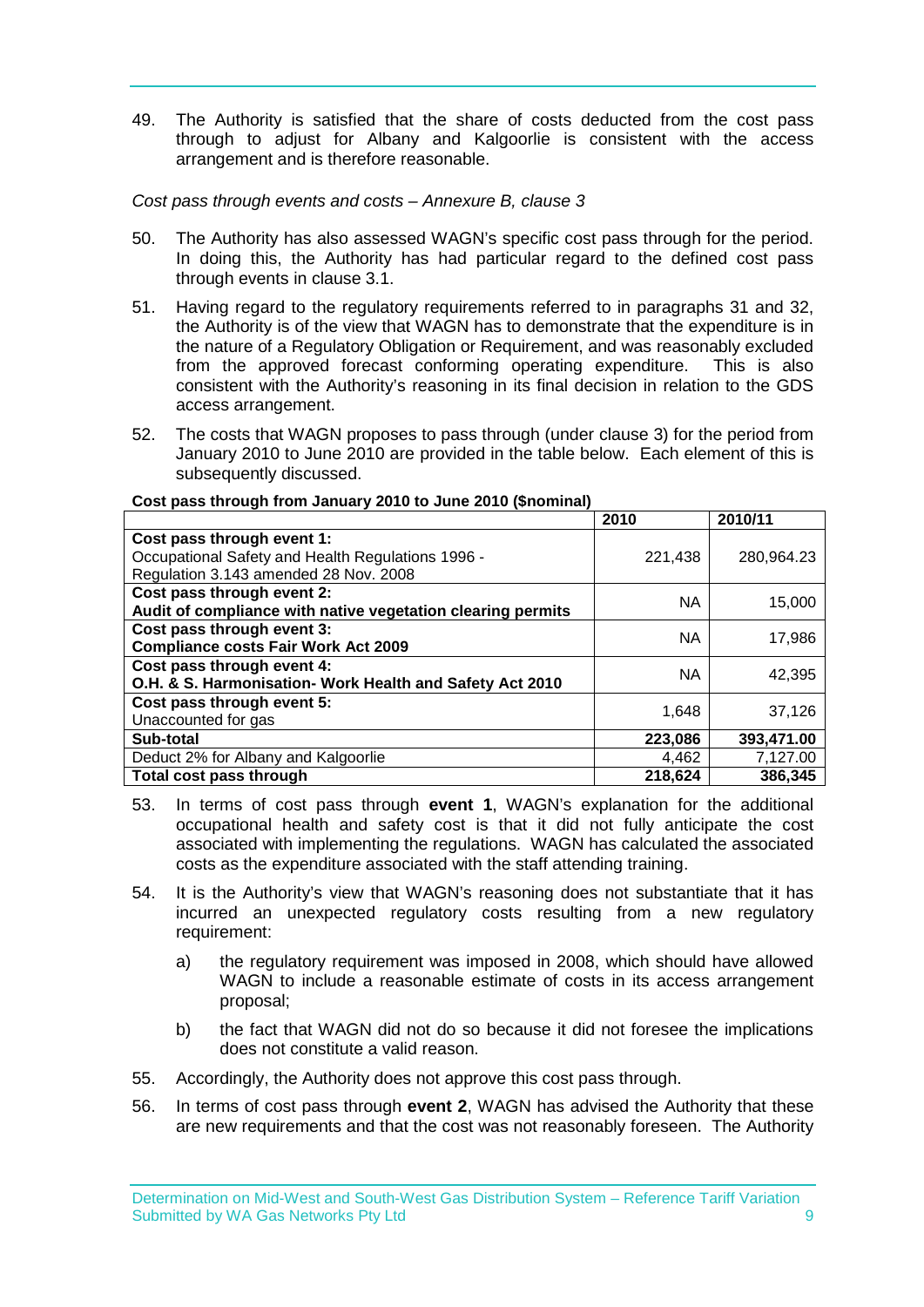49. The Authority is satisfied that the share of costs deducted from the cost pass through to adjust for Albany and Kalgoorlie is consistent with the access arrangement and is therefore reasonable.

*Cost pass through events and costs – Annexure B, clause 3*

50. The Authority has also assessed WAGN's specific cost pass through for the period. In doing this, the Authority has had particular regard to the defined cost pass through events in clause 3.1.

51. Having regard to the regulatory requirements referred to in paragraphs 31 and 32, the Authority is of the view that WAGN has to demonstrate that the expenditure is in the nature of a Regulatory Obligation or Requirement, and was reasonably excluded from the approved forecast conforming operating expenditure. This is also consistent with the Authority's reasoning in its final decision in relation to the GDS access arrangement.

52. The costs that WAGN proposes to pass through (under clause 3) for the period from January 2010 to June 2010 are provided in the table below. Each element of this is subsequently discussed.

**Cost pass through from January 2010 to June 2010 ($nominal)**

| | **2010** | **2010/11** |
|---|---|---|
| **Cost pass through event 1:** Occupational Safety and Health Regulations 1996 - Regulation 3.143 amended 28 Nov. 2008 | 221,438 | 280,964.23 |
| **Cost pass through event 2: Audit of compliance with native vegetation clearing permits** | NA | 15,000 |
| **Cost pass through event 3: Compliance costs Fair Work Act 2009** | NA | 17,986 |
| **Cost pass through event 4: O.H. & S. Harmonisation- Work Health and Safety Act 2010** | NA | 42,395 |
| **Cost pass through event 5:** Unaccounted for gas | 1,648 | 37,126 |
| **Sub-total** | **223,086** | **393,471.00** |
| Deduct 2% for Albany and Kalgoorlie | 4,462 | 7,127.00 |
| **Total cost pass through** | **218,624** | **386,345** |

53. In terms of cost pass through **event 1**, WAGN's explanation for the additional occupational health and safety cost is that it did not fully anticipate the cost associated with implementing the regulations. WAGN has calculated the associated costs as the expenditure associated with the staff attending training.

54. It is the Authority's view that WAGN's reasoning does not substantiate that it has incurred an unexpected regulatory costs resulting from a new regulatory requirement:

    a) the regulatory requirement was imposed in 2008, which should have allowed WAGN to include a reasonable estimate of costs in its access arrangement proposal;

    b) the fact that WAGN did not do so because it did not foresee the implications does not constitute a valid reason.

55. Accordingly, the Authority does not approve this cost pass through.

56. In terms of cost pass through **event 2**, WAGN has advised the Authority that these are new requirements and that the cost was not reasonably foreseen. The Authority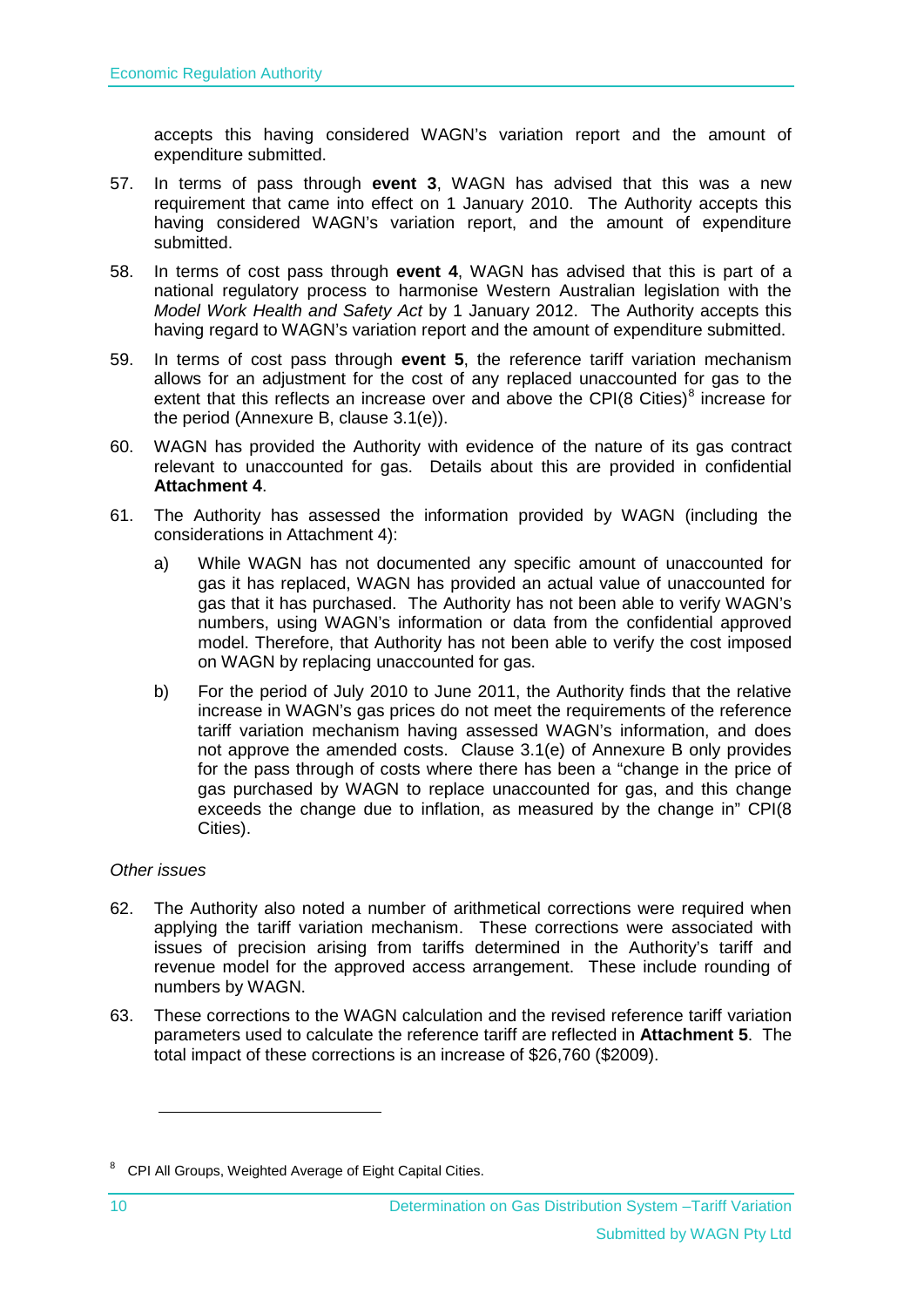accepts this having considered WAGN's variation report and the amount of expenditure submitted.

57. In terms of pass through **event 3**, WAGN has advised that this was a new requirement that came into effect on 1 January 2010. The Authority accepts this having considered WAGN's variation report, and the amount of expenditure submitted.

58. In terms of cost pass through **event 4**, WAGN has advised that this is part of a national regulatory process to harmonise Western Australian legislation with the *Model Work Health and Safety Act* by 1 January 2012. The Authority accepts this having regard to WAGN's variation report and the amount of expenditure submitted.

59. In terms of cost pass through **event 5**, the reference tariff variation mechanism allows for an adjustment for the cost of any replaced unaccounted for gas to the extent that this reflects an increase over and above the CPI(8 Cities)[8] increase for the period (Annexure B, clause 3.1(e)).

60. WAGN has provided the Authority with evidence of the nature of its gas contract relevant to unaccounted for gas. Details about this are provided in confidential **Attachment 4**.

61. The Authority has assessed the information provided by WAGN (including the considerations in Attachment 4):

    a) While WAGN has not documented any specific amount of unaccounted for gas it has replaced, WAGN has provided an actual value of unaccounted for gas that it has purchased. The Authority has not been able to verify WAGN's numbers, using WAGN's information or data from the confidential approved model. Therefore, that Authority has not been able to verify the cost imposed on WAGN by replacing unaccounted for gas.

    b) For the period of July 2010 to June 2011, the Authority finds that the relative increase in WAGN's gas prices do not meet the requirements of the reference tariff variation mechanism having assessed WAGN's information, and does not approve the amended costs. Clause 3.1(e) of Annexure B only provides for the pass through of costs where there has been a "change in the price of gas purchased by WAGN to replace unaccounted for gas, and this change exceeds the change due to inflation, as measured by the change in" CPI(8 Cities).

*Other issues*

62. The Authority also noted a number of arithmetical corrections were required when applying the tariff variation mechanism. These corrections were associated with issues of precision arising from tariffs determined in the Authority's tariff and revenue model for the approved access arrangement. These include rounding of numbers by WAGN.

63. These corrections to the WAGN calculation and the revised reference tariff variation parameters used to calculate the reference tariff are reflected in **Attachment 5**. The total impact of these corrections is an increase of $26,760 ($2009).

---

[8] CPI All Groups, Weighted Average of Eight Capital Cities.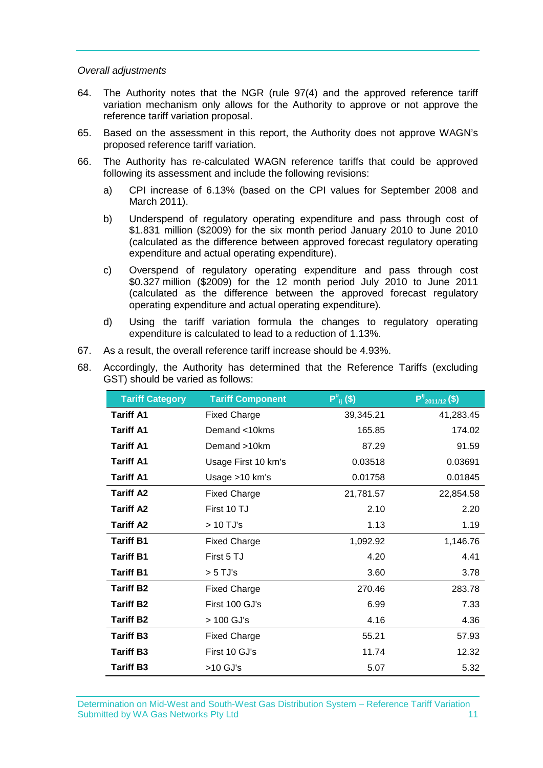*Overall adjustments*

64. The Authority notes that the NGR (rule 97(4) and the approved reference tariff variation mechanism only allows for the Authority to approve or not approve the reference tariff variation proposal.

65. Based on the assessment in this report, the Authority does not approve WAGN's proposed reference tariff variation.

66. The Authority has re-calculated WAGN reference tariffs that could be approved following its assessment and include the following revisions:

    a) CPI increase of 6.13% (based on the CPI values for September 2008 and March 2011).

    b) Underspend of regulatory operating expenditure and pass through cost of $1.831 million ($2009) for the six month period January 2010 to June 2010 (calculated as the difference between approved forecast regulatory operating expenditure and actual operating expenditure).

    c) Overspend of regulatory operating expenditure and pass through cost $0.327 million ($2009) for the 12 month period July 2010 to June 2011 (calculated as the difference between the approved forecast regulatory operating expenditure and actual operating expenditure).

    d) Using the tariff variation formula the changes to regulatory operating expenditure is calculated to lead to a reduction of 1.13%.

67. As a result, the overall reference tariff increase should be 4.93%.

68. Accordingly, the Authority has determined that the Reference Tariffs (excluding GST) should be varied as follows:

| Tariff Category | Tariff Component | $P^{0}_{ij}$ ($) | $P^{ij}_{2011/12}$ ($) |
|---|---|---|---|
| **Tariff A1** | Fixed Charge | 39,345.21 | 41,283.45 |
| **Tariff A1** | Demand <10kms | 165.85 | 174.02 |
| **Tariff A1** | Demand >10km | 87.29 | 91.59 |
| **Tariff A1** | Usage First 10 km's | 0.03518 | 0.03691 |
| **Tariff A1** | Usage >10 km's | 0.01758 | 0.01845 |
| **Tariff A2** | Fixed Charge | 21,781.57 | 22,854.58 |
| **Tariff A2** | First 10 TJ | 2.10 | 2.20 |
| **Tariff A2** | > 10 TJ's | 1.13 | 1.19 |
| **Tariff B1** | Fixed Charge | 1,092.92 | 1,146.76 |
| **Tariff B1** | First 5 TJ | 4.20 | 4.41 |
| **Tariff B1** | > 5 TJ's | 3.60 | 3.78 |
| **Tariff B2** | Fixed Charge | 270.46 | 283.78 |
| **Tariff B2** | First 100 GJ's | 6.99 | 7.33 |
| **Tariff B2** | > 100 GJ's | 4.16 | 4.36 |
| **Tariff B3** | Fixed Charge | 55.21 | 57.93 |
| **Tariff B3** | First 10 GJ's | 11.74 | 12.32 |
| **Tariff B3** | >10 GJ's | 5.07 | 5.32 |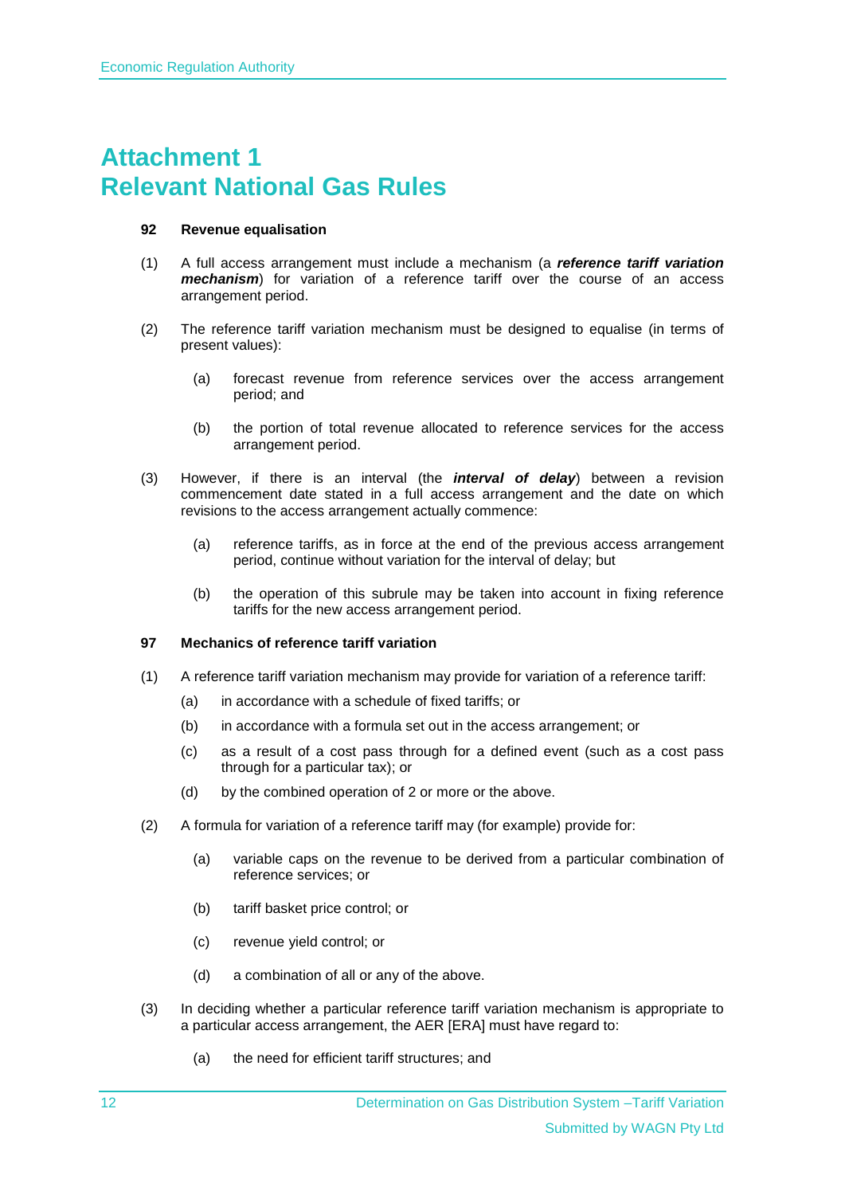# Attachment 1
# Relevant National Gas Rules

**92 Revenue equalisation**

(1) A full access arrangement must include a mechanism (a ***reference tariff variation mechanism***) for variation of a reference tariff over the course of an access arrangement period.

(2) The reference tariff variation mechanism must be designed to equalise (in terms of present values):

(a) forecast revenue from reference services over the access arrangement period; and

(b) the portion of total revenue allocated to reference services for the access arrangement period.

(3) However, if there is an interval (the ***interval of delay***) between a revision commencement date stated in a full access arrangement and the date on which revisions to the access arrangement actually commence:

(a) reference tariffs, as in force at the end of the previous access arrangement period, continue without variation for the interval of delay; but

(b) the operation of this subrule may be taken into account in fixing reference tariffs for the new access arrangement period.

**97 Mechanics of reference tariff variation**

(1) A reference tariff variation mechanism may provide for variation of a reference tariff:

(a) in accordance with a schedule of fixed tariffs; or

(b) in accordance with a formula set out in the access arrangement; or

(c) as a result of a cost pass through for a defined event (such as a cost pass through for a particular tax); or

(d) by the combined operation of 2 or more or the above.

(2) A formula for variation of a reference tariff may (for example) provide for:

(a) variable caps on the revenue to be derived from a particular combination of reference services; or

(b) tariff basket price control; or

(c) revenue yield control; or

(d) a combination of all or any of the above.

(3) In deciding whether a particular reference tariff variation mechanism is appropriate to a particular access arrangement, the AER [ERA] must have regard to:

(a) the need for efficient tariff structures; and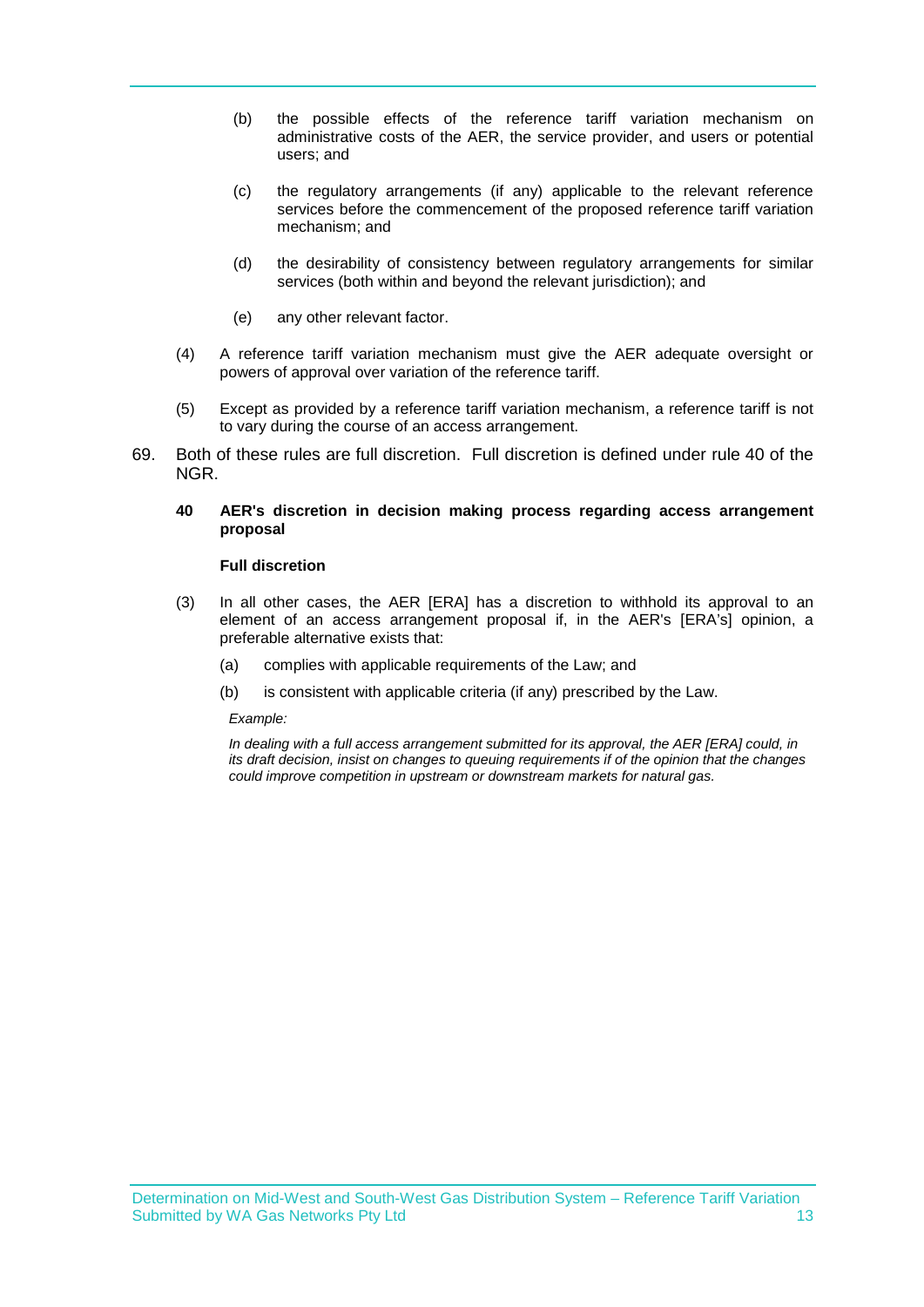(b) the possible effects of the reference tariff variation mechanism on administrative costs of the AER, the service provider, and users or potential users; and

(c) the regulatory arrangements (if any) applicable to the relevant reference services before the commencement of the proposed reference tariff variation mechanism; and

(d) the desirability of consistency between regulatory arrangements for similar services (both within and beyond the relevant jurisdiction); and

(e) any other relevant factor.

(4) A reference tariff variation mechanism must give the AER adequate oversight or powers of approval over variation of the reference tariff.

(5) Except as provided by a reference tariff variation mechanism, a reference tariff is not to vary during the course of an access arrangement.

69. Both of these rules are full discretion. Full discretion is defined under rule 40 of the NGR.

**40 AER's discretion in decision making process regarding access arrangement proposal**

**Full discretion**

(3) In all other cases, the AER [ERA] has a discretion to withhold its approval to an element of an access arrangement proposal if, in the AER's [ERA's] opinion, a preferable alternative exists that:

(a) complies with applicable requirements of the Law; and

(b) is consistent with applicable criteria (if any) prescribed by the Law.

*Example:*

*In dealing with a full access arrangement submitted for its approval, the AER [ERA] could, in its draft decision, insist on changes to queuing requirements if of the opinion that the changes could improve competition in upstream or downstream markets for natural gas.*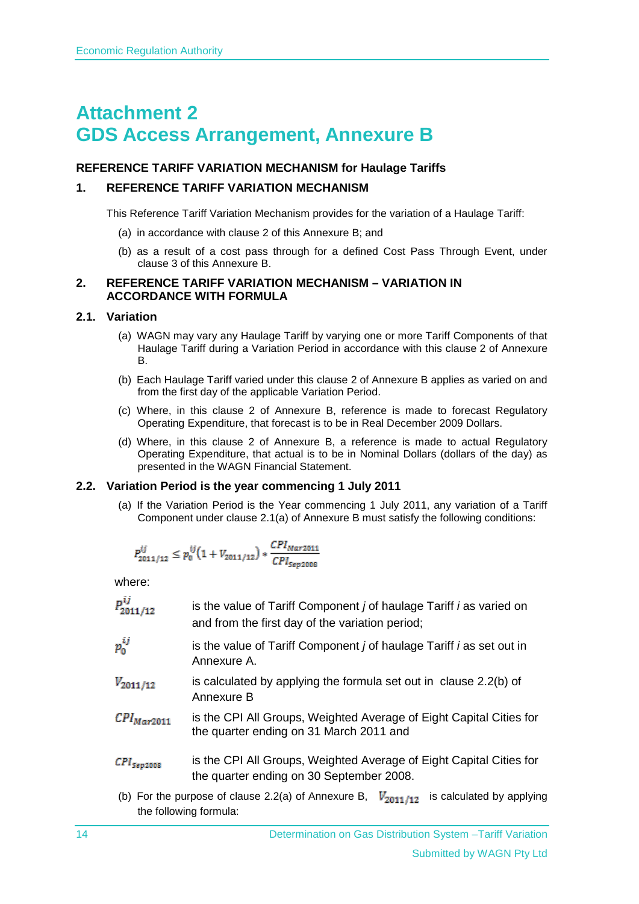# Attachment 2
# GDS Access Arrangement, Annexure B

**REFERENCE TARIFF VARIATION MECHANISM for Haulage Tariffs**

## 1. REFERENCE TARIFF VARIATION MECHANISM

This Reference Tariff Variation Mechanism provides for the variation of a Haulage Tariff:

(a) in accordance with clause 2 of this Annexure B; and

(b) as a result of a cost pass through for a defined Cost Pass Through Event, under clause 3 of this Annexure B.

## 2. REFERENCE TARIFF VARIATION MECHANISM – VARIATION IN ACCORDANCE WITH FORMULA

### 2.1. Variation

(a) WAGN may vary any Haulage Tariff by varying one or more Tariff Components of that Haulage Tariff during a Variation Period in accordance with this clause 2 of Annexure B.

(b) Each Haulage Tariff varied under this clause 2 of Annexure B applies as varied on and from the first day of the applicable Variation Period.

(c) Where, in this clause 2 of Annexure B, reference is made to forecast Regulatory Operating Expenditure, that forecast is to be in Real December 2009 Dollars.

(d) Where, in this clause 2 of Annexure B, a reference is made to actual Regulatory Operating Expenditure, that actual is to be in Nominal Dollars (dollars of the day) as presented in the WAGN Financial Statement.

### 2.2. Variation Period is the year commencing 1 July 2011

(a) If the Variation Period is the Year commencing 1 July 2011, any variation of a Tariff Component under clause 2.1(a) of Annexure B must satisfy the following conditions:

$$P_{2011/12}^{ij} \le p_0^{ij}\left(1 + V_{2011/12}\right) * \frac{CPI_{Mar2011}}{CPI_{Sep2008}}$$

where:

| | |
|---|---|
| $P_{2011/12}^{ij}$ | is the value of Tariff Component *j* of haulage Tariff *i* as varied on and from the first day of the variation period; |
| $p_0^{ij}$ | is the value of Tariff Component *j* of haulage Tariff *i* as set out in Annexure A. |
| $V_{2011/12}$ | is calculated by applying the formula set out in clause 2.2(b) of Annexure B |
| $CPI_{Mar2011}$ | is the CPI All Groups, Weighted Average of Eight Capital Cities for the quarter ending on 31 March 2011 and |
| $CPI_{Sep2008}$ | is the CPI All Groups, Weighted Average of Eight Capital Cities for the quarter ending on 30 September 2008. |

(b) For the purpose of clause 2.2(a) of Annexure B, $V_{2011/12}$ is calculated by applying the following formula: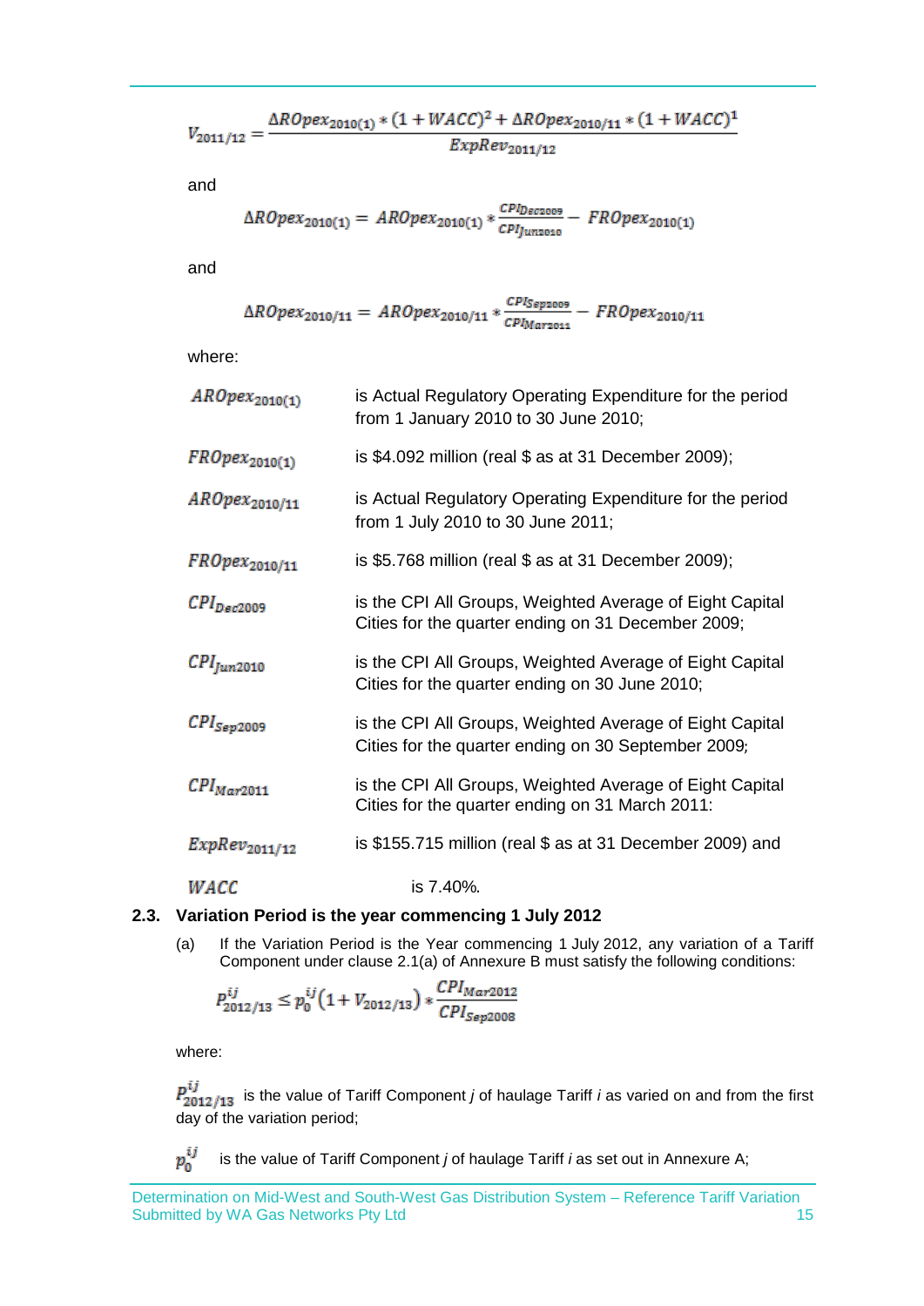$$V_{2011/12} = \frac{\Delta AROpex_{2010(1)} * (1 + WACC)^2 + \Delta AROpex_{2010/11} * (1 + WACC)^1}{ExpRev_{2011/12}}$$

and

$$\Delta AROpex_{2010(1)} = AROpex_{2010(1)} * \frac{CPI_{Dec2009}}{CPI_{Jun2010}} - FROpex_{2010(1)}$$

and

$$\Delta AROpex_{2010/11} = AROpex_{2010/11} * \frac{CPI_{Sep2009}}{CPI_{Mar2011}} - FROpex_{2010/11}$$

where:

| | |
|---|---|
| $AROpex_{2010(1)}$ | is Actual Regulatory Operating Expenditure for the period from 1 January 2010 to 30 June 2010; |
| $FROpex_{2010(1)}$ | is \$4.092 million (real \$ as at 31 December 2009); |
| $AROpex_{2010/11}$ | is Actual Regulatory Operating Expenditure for the period from 1 July 2010 to 30 June 2011; |
| $FROpex_{2010/11}$ | is \$5.768 million (real \$ as at 31 December 2009); |
| $CPI_{Dec2009}$ | is the CPI All Groups, Weighted Average of Eight Capital Cities for the quarter ending on 31 December 2009; |
| $CPI_{Jun2010}$ | is the CPI All Groups, Weighted Average of Eight Capital Cities for the quarter ending on 30 June 2010; |
| $CPI_{Sep2009}$ | is the CPI All Groups, Weighted Average of Eight Capital Cities for the quarter ending on 30 September 2009; |
| $CPI_{Mar2011}$ | is the CPI All Groups, Weighted Average of Eight Capital Cities for the quarter ending on 31 March 2011: |
| $ExpRev_{2011/12}$ | is \$155.715 million (real \$ as at 31 December 2009) and |
| $WACC$ | is 7.40%. |

### 2.3. Variation Period is the year commencing 1 July 2012

(a) If the Variation Period is the Year commencing 1 July 2012, any variation of a Tariff Component under clause 2.1(a) of Annexure B must satisfy the following conditions:

$$p^{ij}_{2012/13} \leq p^{ij}_0 \left(1 + V_{2012/13}\right) * \frac{CPI_{Mar2012}}{CPI_{Sep2008}}$$

where:

$p^{ij}_{2012/13}$ is the value of Tariff Component *j* of haulage Tariff *i* as varied on and from the first day of the variation period;

$p^{ij}_0$ is the value of Tariff Component *j* of haulage Tariff *i* as set out in Annexure A;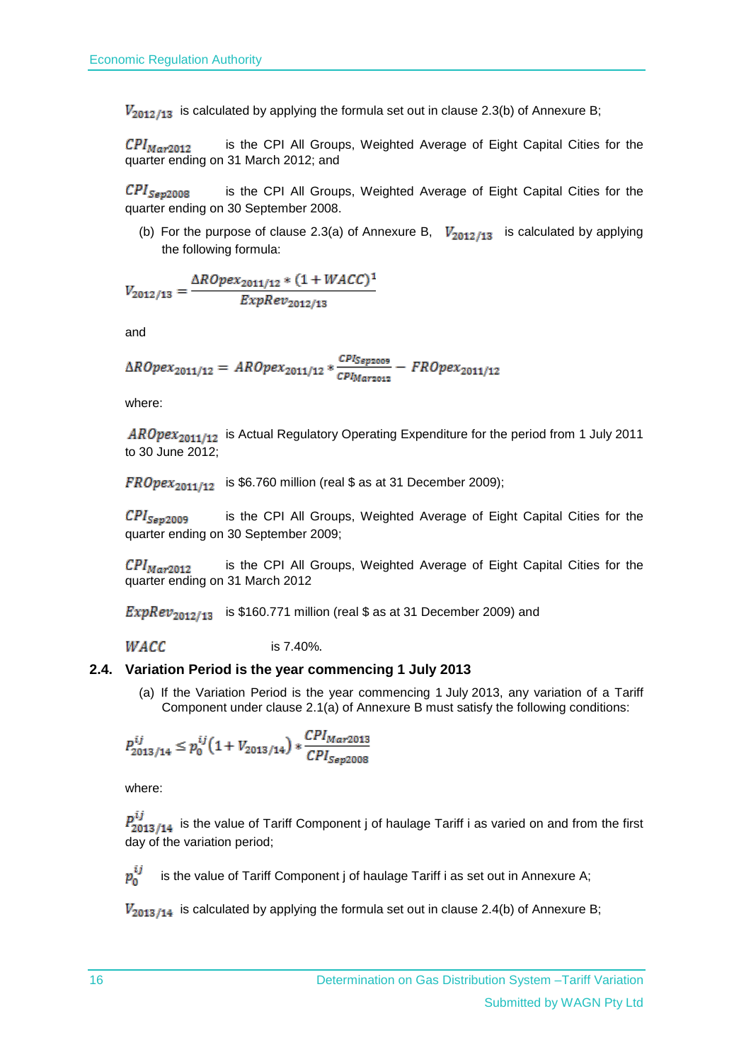$V_{2012/13}$ is calculated by applying the formula set out in clause 2.3(b) of Annexure B;

$CPI_{Mar2012}$ is the CPI All Groups, Weighted Average of Eight Capital Cities for the quarter ending on 31 March 2012; and

$CPI_{Sep2008}$ is the CPI All Groups, Weighted Average of Eight Capital Cities for the quarter ending on 30 September 2008.

(b) For the purpose of clause 2.3(a) of Annexure B, $V_{2012/13}$ is calculated by applying the following formula:

$$V_{2012/13} = \frac{\Delta ROpex_{2011/12} * (1 + WACC)^{1}}{ExpRev_{2012/13}}$$

and

$$\Delta ROpex_{2011/12} = AROpex_{2011/12} * \frac{CPI_{Sep2009}}{CPI_{Mar2012}} - FROpex_{2011/12}$$

where:

$AROpex_{2011/12}$ is Actual Regulatory Operating Expenditure for the period from 1 July 2011 to 30 June 2012;

$FROpex_{2011/12}$ is \$6.760 million (real \$ as at 31 December 2009);

$CPI_{Sep2009}$ is the CPI All Groups, Weighted Average of Eight Capital Cities for the quarter ending on 30 September 2009;

$CPI_{Mar2012}$ is the CPI All Groups, Weighted Average of Eight Capital Cities for the quarter ending on 31 March 2012

$ExpRev_{2012/13}$ is \$160.771 million (real \$ as at 31 December 2009) and

$WACC$ is 7.40%.

## 2.4. Variation Period is the year commencing 1 July 2013

(a) If the Variation Period is the year commencing 1 July 2013, any variation of a Tariff Component under clause 2.1(a) of Annexure B must satisfy the following conditions:

$$P^{ij}_{2013/14} \leq p^{ij}_{0}\left(1 + V_{2013/14}\right) * \frac{CPI_{Mar2013}}{CPI_{Sep2008}}$$

where:

$P^{ij}_{2013/14}$ is the value of Tariff Component j of haulage Tariff i as varied on and from the first day of the variation period;

$p^{ij}_{0}$ is the value of Tariff Component j of haulage Tariff i as set out in Annexure A;

$V_{2013/14}$ is calculated by applying the formula set out in clause 2.4(b) of Annexure B;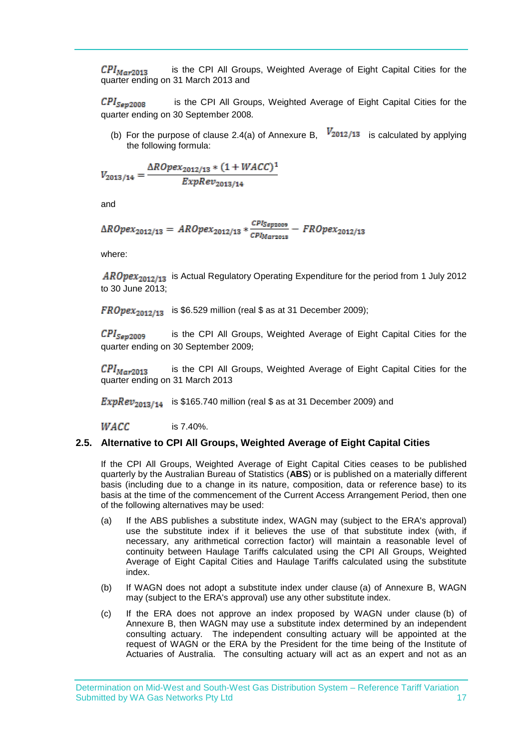$CPI_{Mar2013}$ is the CPI All Groups, Weighted Average of Eight Capital Cities for the quarter ending on 31 March 2013 and

$CPI_{Sep2008}$ is the CPI All Groups, Weighted Average of Eight Capital Cities for the quarter ending on 30 September 2008.

(b) For the purpose of clause 2.4(a) of Annexure B, $V_{2012/13}$ is calculated by applying the following formula:

$$V_{2013/14} = \frac{\Delta AROpex_{2012/13} * (1 + WACC)^1}{ExpRev_{2013/14}}$$

and

$$\Delta AROpex_{2012/13} = AROpex_{2012/13} * \frac{CPI_{Sep2009}}{CPI_{Mar2013}} - FROpex_{2012/13}$$

where:

$AROpex_{2012/13}$ is Actual Regulatory Operating Expenditure for the period from 1 July 2012 to 30 June 2013;

$FROpex_{2012/13}$ is \$6.529 million (real \$ as at 31 December 2009);

$CPI_{Sep2009}$ is the CPI All Groups, Weighted Average of Eight Capital Cities for the quarter ending on 30 September 2009;

$CPI_{Mar2013}$ is the CPI All Groups, Weighted Average of Eight Capital Cities for the quarter ending on 31 March 2013

$ExpRev_{2013/14}$ is \$165.740 million (real \$ as at 31 December 2009) and

$WACC$ is 7.40%.

## 2.5. Alternative to CPI All Groups, Weighted Average of Eight Capital Cities

If the CPI All Groups, Weighted Average of Eight Capital Cities ceases to be published quarterly by the Australian Bureau of Statistics (**ABS**) or is published on a materially different basis (including due to a change in its nature, composition, data or reference base) to its basis at the time of the commencement of the Current Access Arrangement Period, then one of the following alternatives may be used:

(a) If the ABS publishes a substitute index, WAGN may (subject to the ERA's approval) use the substitute index if it believes the use of that substitute index (with, if necessary, any arithmetical correction factor) will maintain a reasonable level of continuity between Haulage Tariffs calculated using the CPI All Groups, Weighted Average of Eight Capital Cities and Haulage Tariffs calculated using the substitute index.

(b) If WAGN does not adopt a substitute index under clause (a) of Annexure B, WAGN may (subject to the ERA's approval) use any other substitute index.

(c) If the ERA does not approve an index proposed by WAGN under clause (b) of Annexure B, then WAGN may use a substitute index determined by an independent consulting actuary. The independent consulting actuary will be appointed at the request of WAGN or the ERA by the President for the time being of the Institute of Actuaries of Australia. The consulting actuary will act as an expert and not as an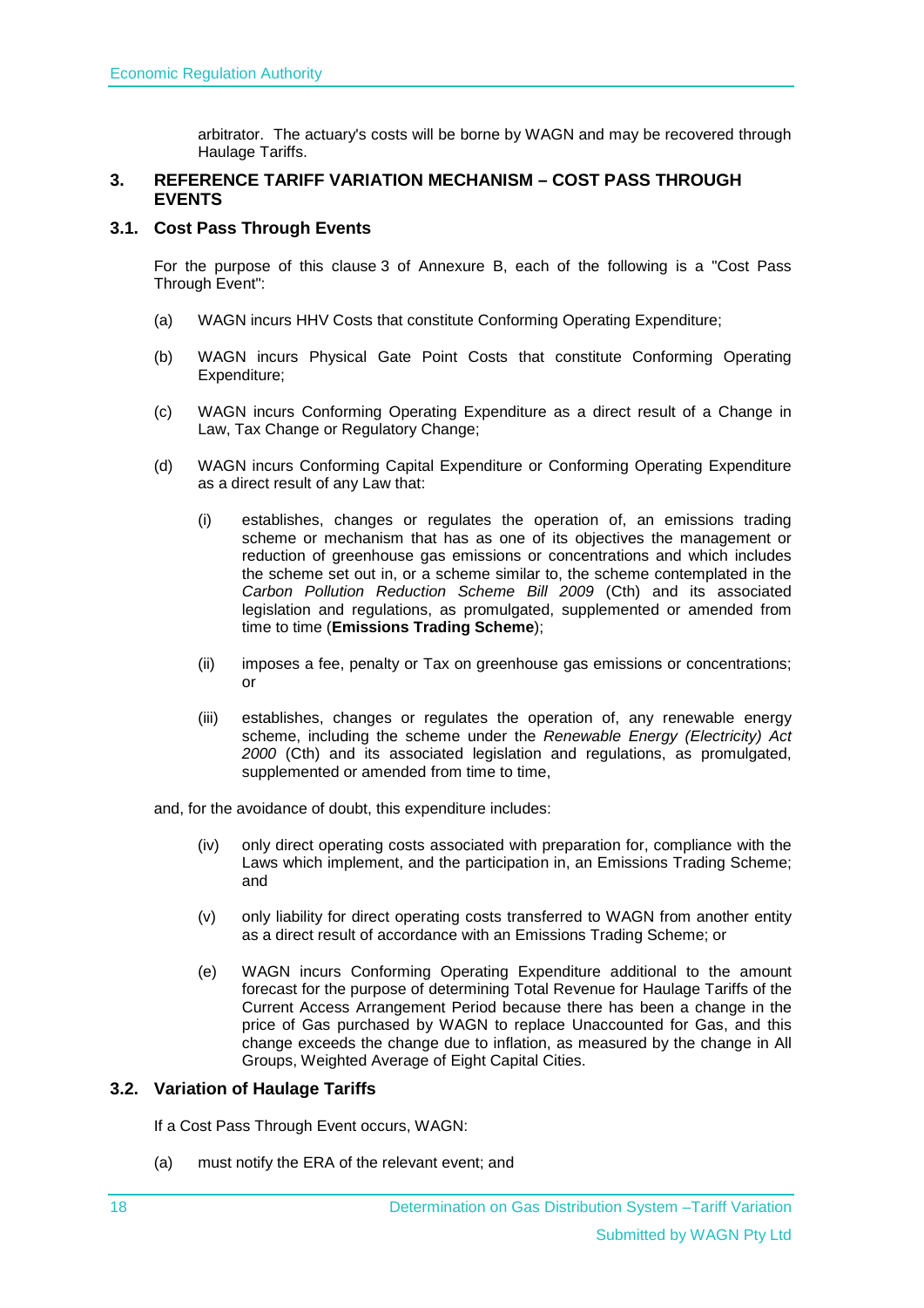arbitrator. The actuary's costs will be borne by WAGN and may be recovered through Haulage Tariffs.

## 3. REFERENCE TARIFF VARIATION MECHANISM – COST PASS THROUGH EVENTS

### 3.1. Cost Pass Through Events

For the purpose of this clause 3 of Annexure B, each of the following is a "Cost Pass Through Event":

(a) WAGN incurs HHV Costs that constitute Conforming Operating Expenditure;

(b) WAGN incurs Physical Gate Point Costs that constitute Conforming Operating Expenditure;

(c) WAGN incurs Conforming Operating Expenditure as a direct result of a Change in Law, Tax Change or Regulatory Change;

(d) WAGN incurs Conforming Capital Expenditure or Conforming Operating Expenditure as a direct result of any Law that:

  (i) establishes, changes or regulates the operation of, an emissions trading scheme or mechanism that has as one of its objectives the management or reduction of greenhouse gas emissions or concentrations and which includes the scheme set out in, or a scheme similar to, the scheme contemplated in the *Carbon Pollution Reduction Scheme Bill 2009* (Cth) and its associated legislation and regulations, as promulgated, supplemented or amended from time to time (**Emissions Trading Scheme**);

  (ii) imposes a fee, penalty or Tax on greenhouse gas emissions or concentrations; or

  (iii) establishes, changes or regulates the operation of, any renewable energy scheme, including the scheme under the *Renewable Energy (Electricity) Act 2000* (Cth) and its associated legislation and regulations, as promulgated, supplemented or amended from time to time,

and, for the avoidance of doubt, this expenditure includes:

  (iv) only direct operating costs associated with preparation for, compliance with the Laws which implement, and the participation in, an Emissions Trading Scheme; and

  (v) only liability for direct operating costs transferred to WAGN from another entity as a direct result of accordance with an Emissions Trading Scheme; or

  (e) WAGN incurs Conforming Operating Expenditure additional to the amount forecast for the purpose of determining Total Revenue for Haulage Tariffs of the Current Access Arrangement Period because there has been a change in the price of Gas purchased by WAGN to replace Unaccounted for Gas, and this change exceeds the change due to inflation, as measured by the change in All Groups, Weighted Average of Eight Capital Cities.

### 3.2. Variation of Haulage Tariffs

If a Cost Pass Through Event occurs, WAGN:

(a) must notify the ERA of the relevant event; and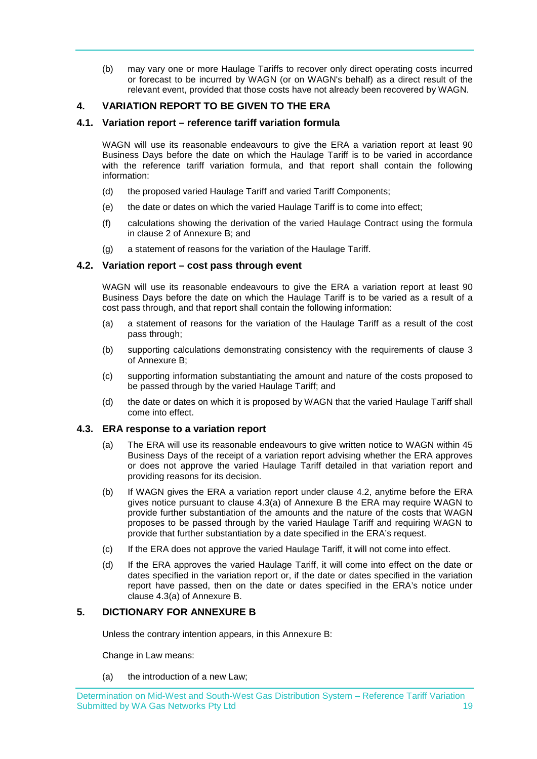(b) may vary one or more Haulage Tariffs to recover only direct operating costs incurred or forecast to be incurred by WAGN (or on WAGN's behalf) as a direct result of the relevant event, provided that those costs have not already been recovered by WAGN.

## 4. VARIATION REPORT TO BE GIVEN TO THE ERA

### 4.1. Variation report – reference tariff variation formula

WAGN will use its reasonable endeavours to give the ERA a variation report at least 90 Business Days before the date on which the Haulage Tariff is to be varied in accordance with the reference tariff variation formula, and that report shall contain the following information:

(d) the proposed varied Haulage Tariff and varied Tariff Components;

(e) the date or dates on which the varied Haulage Tariff is to come into effect;

(f) calculations showing the derivation of the varied Haulage Contract using the formula in clause 2 of Annexure B; and

(g) a statement of reasons for the variation of the Haulage Tariff.

### 4.2. Variation report – cost pass through event

WAGN will use its reasonable endeavours to give the ERA a variation report at least 90 Business Days before the date on which the Haulage Tariff is to be varied as a result of a cost pass through, and that report shall contain the following information:

(a) a statement of reasons for the variation of the Haulage Tariff as a result of the cost pass through;

(b) supporting calculations demonstrating consistency with the requirements of clause 3 of Annexure B;

(c) supporting information substantiating the amount and nature of the costs proposed to be passed through by the varied Haulage Tariff; and

(d) the date or dates on which it is proposed by WAGN that the varied Haulage Tariff shall come into effect.

### 4.3. ERA response to a variation report

(a) The ERA will use its reasonable endeavours to give written notice to WAGN within 45 Business Days of the receipt of a variation report advising whether the ERA approves or does not approve the varied Haulage Tariff detailed in that variation report and providing reasons for its decision.

(b) If WAGN gives the ERA a variation report under clause 4.2, anytime before the ERA gives notice pursuant to clause 4.3(a) of Annexure B the ERA may require WAGN to provide further substantiation of the amounts and the nature of the costs that WAGN proposes to be passed through by the varied Haulage Tariff and requiring WAGN to provide that further substantiation by a date specified in the ERA's request.

(c) If the ERA does not approve the varied Haulage Tariff, it will not come into effect.

(d) If the ERA approves the varied Haulage Tariff, it will come into effect on the date or dates specified in the variation report or, if the date or dates specified in the variation report have passed, then on the date or dates specified in the ERA's notice under clause 4.3(a) of Annexure B.

## 5. DICTIONARY FOR ANNEXURE B

Unless the contrary intention appears, in this Annexure B:

Change in Law means:

(a) the introduction of a new Law;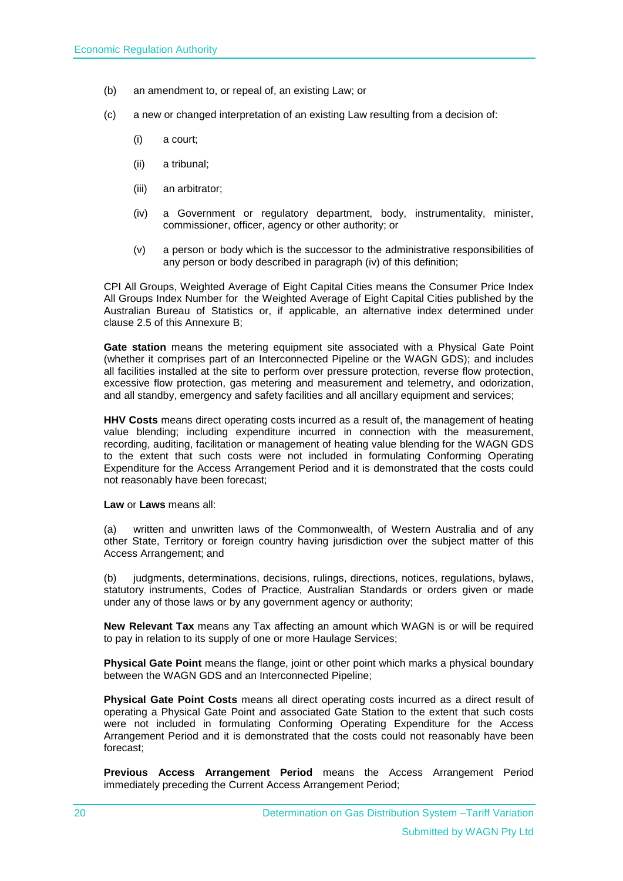(b) an amendment to, or repeal of, an existing Law; or

(c) a new or changed interpretation of an existing Law resulting from a decision of:

  (i) a court;

  (ii) a tribunal;

  (iii) an arbitrator;

  (iv) a Government or regulatory department, body, instrumentality, minister, commissioner, officer, agency or other authority; or

  (v) a person or body which is the successor to the administrative responsibilities of any person or body described in paragraph (iv) of this definition;

CPI All Groups, Weighted Average of Eight Capital Cities means the Consumer Price Index All Groups Index Number for the Weighted Average of Eight Capital Cities published by the Australian Bureau of Statistics or, if applicable, an alternative index determined under clause 2.5 of this Annexure B;

**Gate station** means the metering equipment site associated with a Physical Gate Point (whether it comprises part of an Interconnected Pipeline or the WAGN GDS); and includes all facilities installed at the site to perform over pressure protection, reverse flow protection, excessive flow protection, gas metering and measurement and telemetry, and odorization, and all standby, emergency and safety facilities and all ancillary equipment and services;

**HHV Costs** means direct operating costs incurred as a result of, the management of heating value blending; including expenditure incurred in connection with the measurement, recording, auditing, facilitation or management of heating value blending for the WAGN GDS to the extent that such costs were not included in formulating Conforming Operating Expenditure for the Access Arrangement Period and it is demonstrated that the costs could not reasonably have been forecast;

**Law** or **Laws** means all:

(a) written and unwritten laws of the Commonwealth, of Western Australia and of any other State, Territory or foreign country having jurisdiction over the subject matter of this Access Arrangement; and

(b) judgments, determinations, decisions, rulings, directions, notices, regulations, bylaws, statutory instruments, Codes of Practice, Australian Standards or orders given or made under any of those laws or by any government agency or authority;

**New Relevant Tax** means any Tax affecting an amount which WAGN is or will be required to pay in relation to its supply of one or more Haulage Services;

**Physical Gate Point** means the flange, joint or other point which marks a physical boundary between the WAGN GDS and an Interconnected Pipeline;

**Physical Gate Point Costs** means all direct operating costs incurred as a direct result of operating a Physical Gate Point and associated Gate Station to the extent that such costs were not included in formulating Conforming Operating Expenditure for the Access Arrangement Period and it is demonstrated that the costs could not reasonably have been forecast;

**Previous Access Arrangement Period** means the Access Arrangement Period immediately preceding the Current Access Arrangement Period;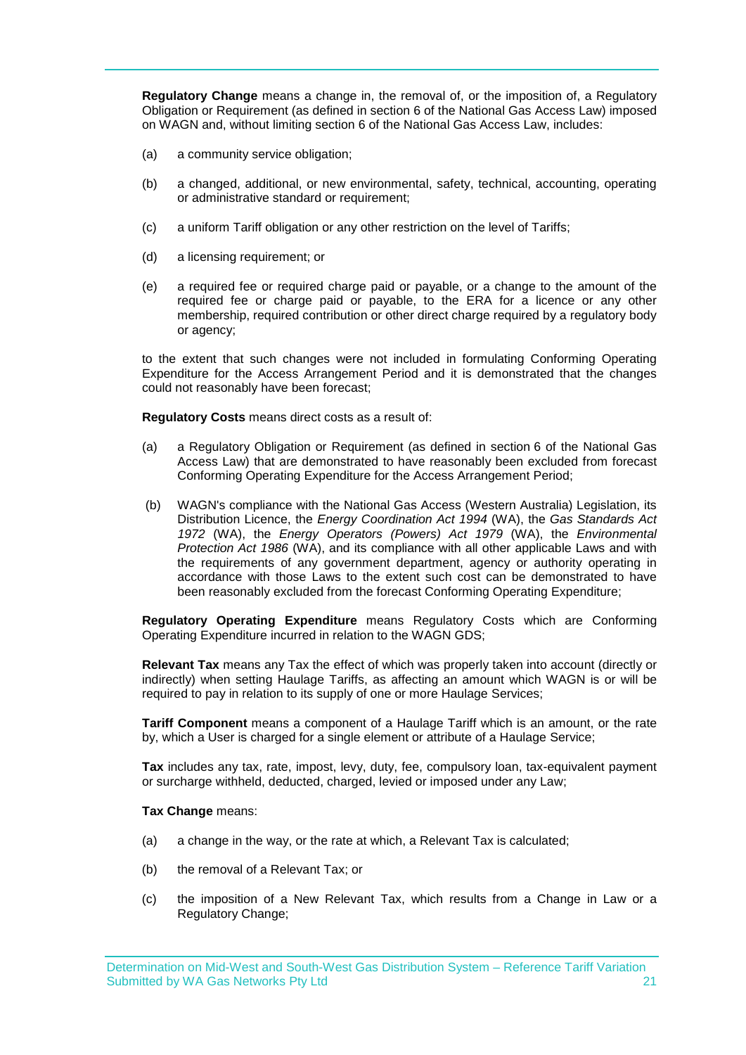**Regulatory Change** means a change in, the removal of, or the imposition of, a Regulatory Obligation or Requirement (as defined in section 6 of the National Gas Access Law) imposed on WAGN and, without limiting section 6 of the National Gas Access Law, includes:

(a) a community service obligation;

(b) a changed, additional, or new environmental, safety, technical, accounting, operating or administrative standard or requirement;

(c) a uniform Tariff obligation or any other restriction on the level of Tariffs;

(d) a licensing requirement; or

(e) a required fee or required charge paid or payable, or a change to the amount of the required fee or charge paid or payable, to the ERA for a licence or any other membership, required contribution or other direct charge required by a regulatory body or agency;

to the extent that such changes were not included in formulating Conforming Operating Expenditure for the Access Arrangement Period and it is demonstrated that the changes could not reasonably have been forecast;

**Regulatory Costs** means direct costs as a result of:

(a) a Regulatory Obligation or Requirement (as defined in section 6 of the National Gas Access Law) that are demonstrated to have reasonably been excluded from forecast Conforming Operating Expenditure for the Access Arrangement Period;

(b) WAGN's compliance with the National Gas Access (Western Australia) Legislation, its Distribution Licence, the *Energy Coordination Act 1994* (WA), the *Gas Standards Act 1972* (WA), the *Energy Operators (Powers) Act 1979* (WA), the *Environmental Protection Act 1986* (WA), and its compliance with all other applicable Laws and with the requirements of any government department, agency or authority operating in accordance with those Laws to the extent such cost can be demonstrated to have been reasonably excluded from the forecast Conforming Operating Expenditure;

**Regulatory Operating Expenditure** means Regulatory Costs which are Conforming Operating Expenditure incurred in relation to the WAGN GDS;

**Relevant Tax** means any Tax the effect of which was properly taken into account (directly or indirectly) when setting Haulage Tariffs, as affecting an amount which WAGN is or will be required to pay in relation to its supply of one or more Haulage Services;

**Tariff Component** means a component of a Haulage Tariff which is an amount, or the rate by, which a User is charged for a single element or attribute of a Haulage Service;

**Tax** includes any tax, rate, impost, levy, duty, fee, compulsory loan, tax-equivalent payment or surcharge withheld, deducted, charged, levied or imposed under any Law;

**Tax Change** means:

(a) a change in the way, or the rate at which, a Relevant Tax is calculated;

(b) the removal of a Relevant Tax; or

(c) the imposition of a New Relevant Tax, which results from a Change in Law or a Regulatory Change;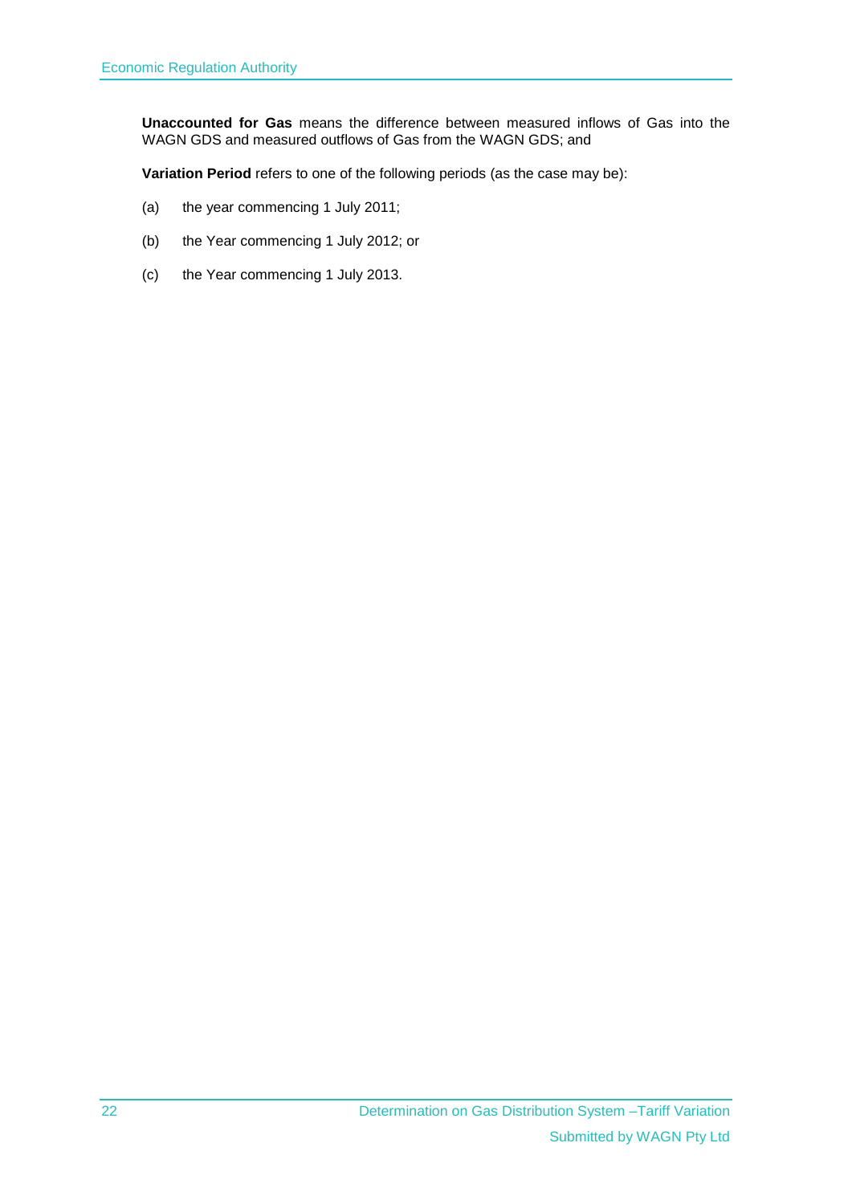**Unaccounted for Gas** means the difference between measured inflows of Gas into the WAGN GDS and measured outflows of Gas from the WAGN GDS; and

**Variation Period** refers to one of the following periods (as the case may be):

(a) the year commencing 1 July 2011;

(b) the Year commencing 1 July 2012; or

(c) the Year commencing 1 July 2013.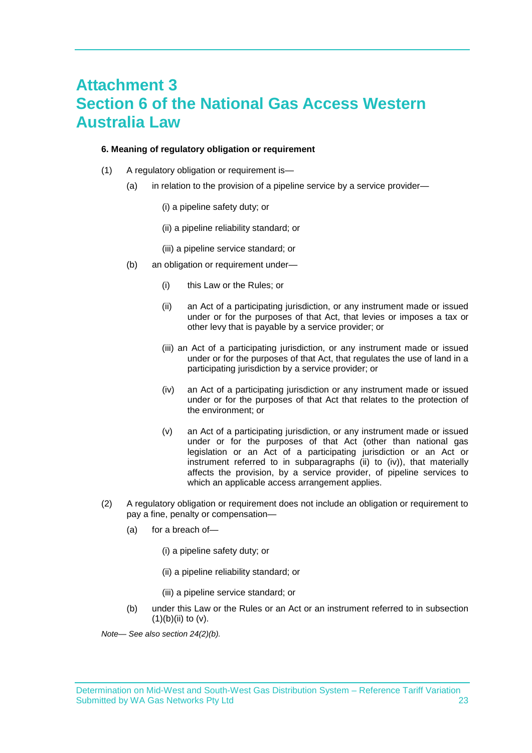# Attachment 3
# Section 6 of the National Gas Access Western Australia Law

**6. Meaning of regulatory obligation or requirement**

(1) A regulatory obligation or requirement is—

- (a) in relation to the provision of a pipeline service by a service provider—

  - (i) a pipeline safety duty; or

  - (ii) a pipeline reliability standard; or

  - (iii) a pipeline service standard; or

- (b) an obligation or requirement under—

  - (i) this Law or the Rules; or

  - (ii) an Act of a participating jurisdiction, or any instrument made or issued under or for the purposes of that Act, that levies or imposes a tax or other levy that is payable by a service provider; or

  - (iii) an Act of a participating jurisdiction, or any instrument made or issued under or for the purposes of that Act, that regulates the use of land in a participating jurisdiction by a service provider; or

  - (iv) an Act of a participating jurisdiction or any instrument made or issued under or for the purposes of that Act that relates to the protection of the environment; or

  - (v) an Act of a participating jurisdiction, or any instrument made or issued under or for the purposes of that Act (other than national gas legislation or an Act of a participating jurisdiction or an Act or instrument referred to in subparagraphs (ii) to (iv)), that materially affects the provision, by a service provider, of pipeline services to which an applicable access arrangement applies.

(2) A regulatory obligation or requirement does not include an obligation or requirement to pay a fine, penalty or compensation—

- (a) for a breach of—

  - (i) a pipeline safety duty; or

  - (ii) a pipeline reliability standard; or

  - (iii) a pipeline service standard; or

- (b) under this Law or the Rules or an Act or an instrument referred to in subsection (1)(b)(ii) to (v).

*Note— See also section 24(2)(b).*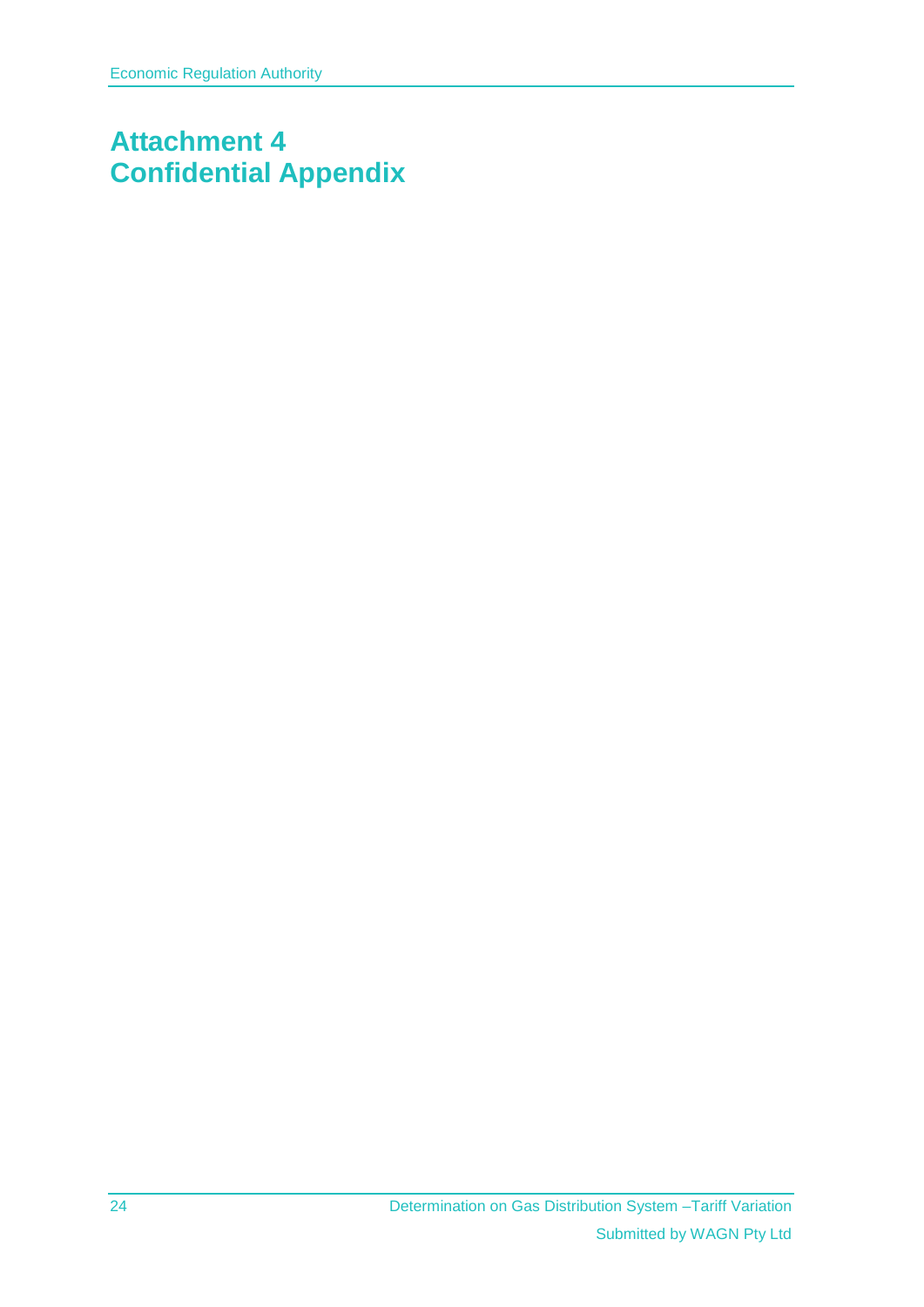# Attachment 4
# Confidential Appendix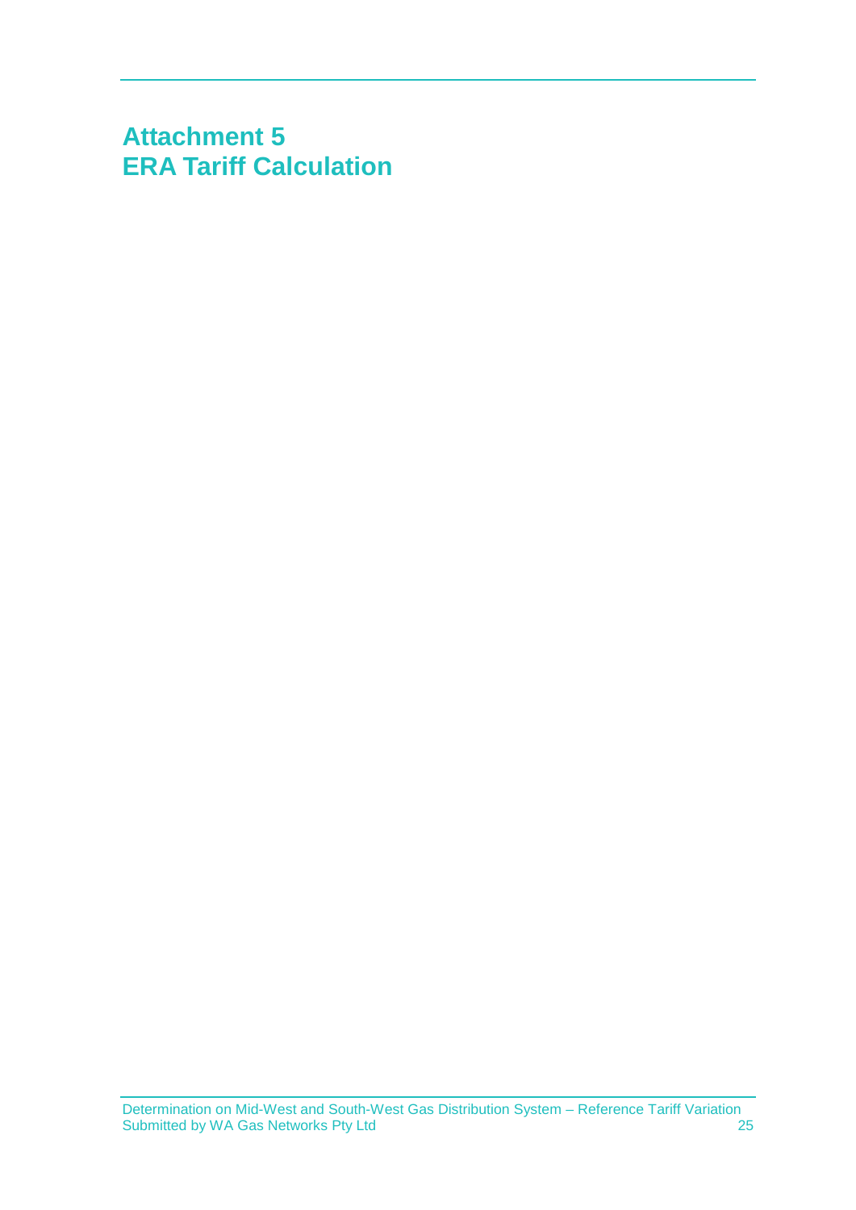# Attachment 5
# ERA Tariff Calculation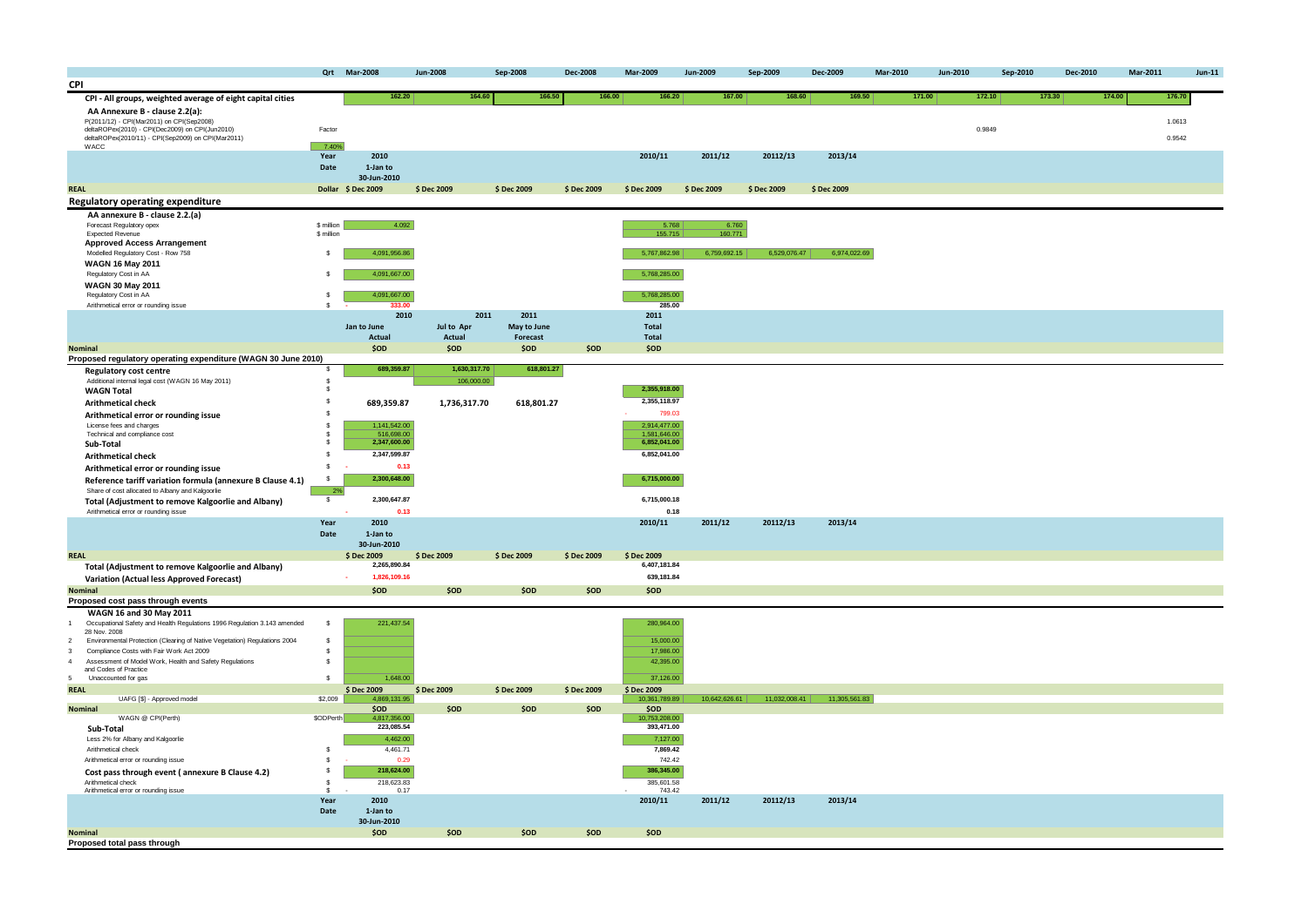| | Qrt | Mar-2008 | Jun-2008 | Sep-2008 | Dec-2008 | Mar-2009 | Jun-2009 | Sep-2009 | Dec-2009 | Mar-2010 | Jun-2010 | Sep-2010 | Dec-2010 | Mar-2011 | Jun-11 |
|---|---|---|---|---|---|---|---|---|---|---|---|---|---|---|---|
| **CPI** | | | | | | | | | | | | | | | |
| **CPI - All groups, weighted average of eight capital cities** | | 162.20 | 164.60 | 166.50 | 166.00 | 166.20 | 167.00 | 168.60 | 169.50 | 171.00 | 172.10 | 173.30 | 174.00 | 176.70 | |
| **AA Annexure B - clause 2.2(a):** | | | | | | | | | | | | | | | |
| P(2011/12) - CPI(Mar2011) on CPI(Sep2008) | | | | | | | | | | | | | | 1.0613 | |
| deltaROPex(2010) - CPI(Dec2009) on CPI(Jun2010) | Factor | | | | | | | | | | 0.9849 | | | | |
| deltaROPex(2010/11) - CPI(Sep2009) on CPI(Mar2011) | | | | | | | | | | | | | | 0.9542 | |
| WACC | 7.40% | | | | | | | | | | | | | | |
| | Year | 2010 | | | | 2010/11 | 2011/12 | 20112/13 | 2013/14 | | | | | | |
| | Date | 1-Jan to 30-Jun-2010 | | | | | | | | | | | | | |
| **REAL** | Dollar | $ Dec 2009 | $ Dec 2009 | $ Dec 2009 | $ Dec 2009 | $ Dec 2009 | $ Dec 2009 | $ Dec 2009 | $ Dec 2009 | | | | | | |
| **Regulatory operating expenditure** | | | | | | | | | | | | | | | |
| **AA annexure B - clause 2.2.(a)** | | | | | | | | | | | | | | | |
| Forecast Regulatory opex | $ million | 4.092 | | | | 5.768 | 6.760 | | | | | | | | |
| Expected Revenue | $ million | | | | | 155.715 | 160.771 | | | | | | | | |
| **Approved Access Arrangement** | | | | | | | | | | | | | | | |
| Modelled Regulatory Cost - Row 758 | $ | 4,091,956.86 | | | | 5,767,862.98 | 6,759,692.15 | 6,529,076.47 | 6,974,022.69 | | | | | | |
| **WAGN 16 May 2011** | | | | | | | | | | | | | | | |
| Regulatory Cost in AA | $ | 4,091,667.00 | | | | 5,768,285.00 | | | | | | | | | |
| **WAGN 30 May 2011** | | | | | | | | | | | | | | | |
| Regulatory Cost in AA | $ | 4,091,667.00 | | | | 5,768,285.00 | | | | | | | | | |
| Arithmetical error or rounding issue | $ | - 333.00 | | | | 285.00 | | | | | | | | | |
| | | 2010 | 2011 | 2011 | | 2011 | | | | | | | | | |
| | | Jan to June | Jul to Apr | May to June | | Total | | | | | | | | | |
| | | Actual | Actual | Forecast | | Total | | | | | | | | | |
| **Nominal** | | $OD | $OD | $OD | $OD | $OD | | | | | | | | | |
| **Proposed regulatory operating expenditure (WAGN 30 June 2010)** | | | | | | | | | | | | | | | |
| **Regulatory cost centre** | $ | 689,359.87 | 1,630,317.70 | 618,801.27 | | | | | | | | | | | |
| Additional internal legal cost (WAGN 16 May 2011) | $ | | 106,000.00 | | | | | | | | | | | | |
| **WAGN Total** | $ | | | | | 2,355,918.00 | | | | | | | | | |
| **Arithmetical check** | $ | 689,359.87 | 1,736,317.70 | 618,801.27 | | 2,355,118.97 | | | | | | | | | |
| **Arithmetical error or rounding issue** | $ | | | | | - 799.03 | | | | | | | | | |
| License fees and charges | $ | 1,141,542.00 | | | | 2,914,477.00 | | | | | | | | | |
| Technical and compliance cost | $ | 516,698.00 | | | | 1,581,646.00 | | | | | | | | | |
| **Sub-Total** | $ | 2,347,600.00 | | | | 6,852,041.00 | | | | | | | | | |
| **Arithmetical check** | $ | 2,347,599.87 | | | | 6,852,041.00 | | | | | | | | | |
| **Arithmetical error or rounding issue** | $ | - 0.13 | | | | | | | | | | | | | |
| **Reference tariff variation formula (annexure B Clause 4.1)** | $ | 2,300,648.00 | | | | 6,715,000.00 | | | | | | | | | |
| Share of cost allocated to Albany and Kalgoorlie | 2% | | | | | | | | | | | | | | |
| **Total (Adjustment to remove Kalgoorlie and Albany)** | $ | 2,300,647.87 | | | | 6,715,000.18 | | | | | | | | | |
| Arithmetical error or rounding issue | | - 0.13 | | | | 0.18 | | | | | | | | | |
| | Year | 2010 | | | | 2010/11 | 2011/12 | 20112/13 | 2013/14 | | | | | | |
| | Date | 1-Jan to 30-Jun-2010 | | | | | | | | | | | | | |
| **REAL** | | $ Dec 2009 | $ Dec 2009 | $ Dec 2009 | $ Dec 2009 | $ Dec 2009 | | | | | | | | | |
| **Total (Adjustment to remove Kalgoorlie and Albany)** | | 2,265,890.84 | | | | 6,407,181.84 | | | | | | | | | |
| **Variation (Actual less Approved Forecast)** | | - 1,826,109.16 | | | | 639,181.84 | | | | | | | | | |
| **Nominal** | | $OD | $OD | $OD | $OD | $OD | | | | | | | | | |
| **Proposed cost pass through events** | | | | | | | | | | | | | | | |
| **WAGN 16 and 30 May 2011** | | | | | | | | | | | | | | | |
| 1 Occupational Safety and Health Regulations 1996 Regulation 3.143 amended 28 Nov. 2008 | $ | 221,437.54 | | | | 280,964.00 | | | | | | | | | |
| 2 Environmental Protection (Clearing of Native Vegetation) Regulations 2004 | $ | | | | | 15,000.00 | | | | | | | | | |
| 3 Compliance Costs with Fair Work Act 2009 | $ | | | | | 17,986.00 | | | | | | | | | |
| 4 Assessment of Model Work, Health and Safety Regulations and Codes of Practice | $ | | | | | 42,395.00 | | | | | | | | | |
| 5 Unaccounted for gas | $ | 1,648.00 | | | | 37,126.00 | | | | | | | | | |
| **REAL** | | $ Dec 2009 | $ Dec 2009 | $ Dec 2009 | $ Dec 2009 | $ Dec 2009 | | | | | | | | | |
| UAFG [$] - Approved model | $2,009 | 4,869,131.95 | | | | 10,361,789.89 | 10,642,626.61 | 11,032,008.41 | 11,305,561.83 | | | | | | |
| **Nominal** | | $OD | $OD | $OD | $OD | $OD | | | | | | | | | |
| WAGN @ CPI(Perth) | $ODPerth | 4,817,356.00 | | | | 10,753,208.00 | | | | | | | | | |
| **Sub-Total** | | 223,085.54 | | | | 393,471.00 | | | | | | | | | |
| Less 2% for Albany and Kalgoorlie | | 4,462.00 | | | | 7,127.00 | | | | | | | | | |
| Arithmetical check | $ | 4,461.71 | | | | 7,869.42 | | | | | | | | | |
| Arithmetical error or rounding issue | $ | - 0.29 | | | | 742.42 | | | | | | | | | |
| **Cost pass through event ( annexure B Clause 4.2)** | $ | 218,624.00 | | | | 386,345.00 | | | | | | | | | |
| Arithmetical check | $ | 218,623.83 | | | | 385,601.58 | | | | | | | | | |
| Arithmetical error or rounding issue | $ | - 0.17 | | | | - 743.42 | | | | | | | | | |
| | Year | 2010 | | | | 2010/11 | 2011/12 | 20112/13 | 2013/14 | | | | | | |
| | Date | 1-Jan to 30-Jun-2010 | | | | | | | | | | | | | |
| **Nominal** | | $OD | $OD | $OD | $OD | $OD | | | | | | | | | |
| **Proposed total pass through** | | | | | | | | | | | | | | | |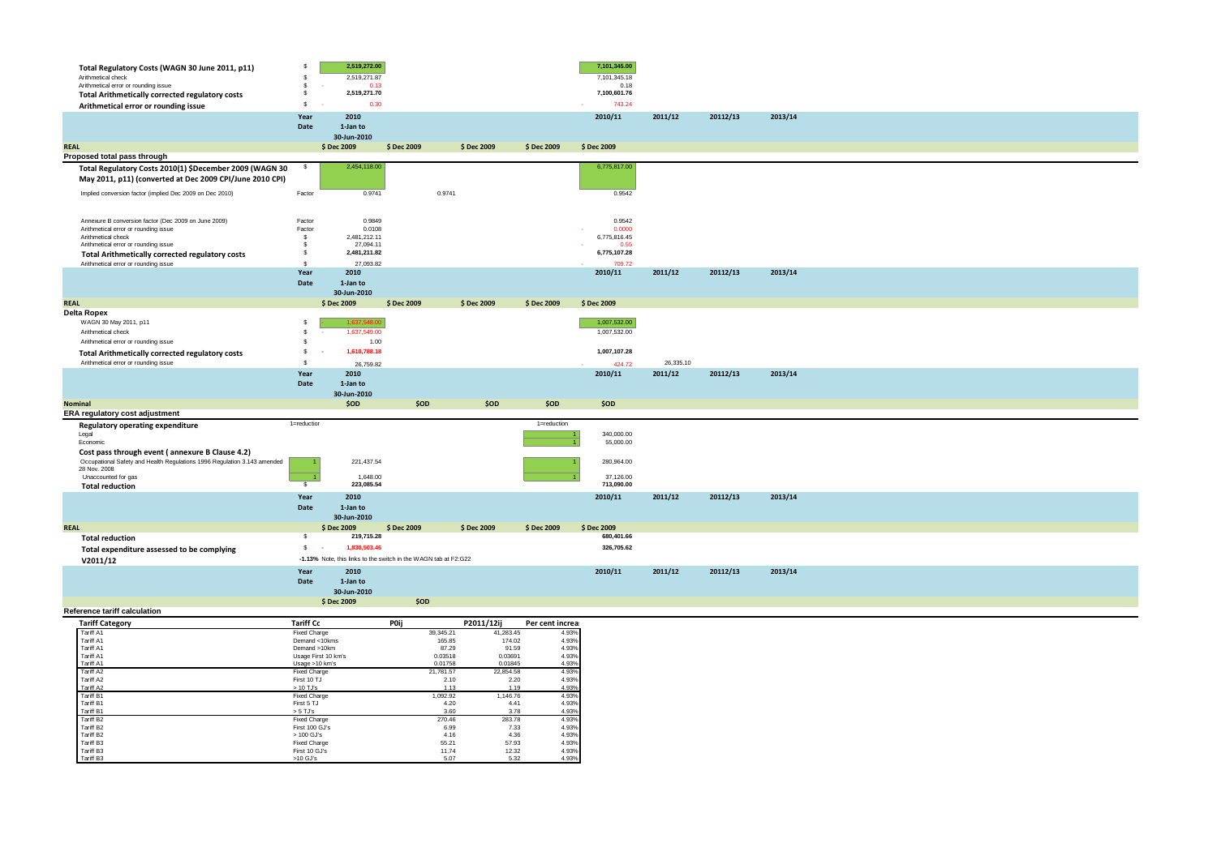| | | | | | | | | | | |
|---|---|---|---|---|---|---|---|---|---|---|
| **Total Regulatory Costs (WAGN 30 June 2011, p11)** | $ | 2,519,272.00 | | | | 7,101,345.00 | | | | |
| Arithmetical check | $ | 2,519,271.87 | | | | 7,101,345.18 | | | | |
| Arithmetical error or rounding issue | $ | - 0.13 | | | | 0.18 | | | | |
| **Total Arithmetically corrected regulatory costs** | $ | 2,519,271.70 | | | | 7,100,601.76 | | | | |
| **Arithmetical error or rounding issue** | $ | - 0.30 | | | | - 743.24 | | | | |
| | Year | 2010 | | | | 2010/11 | 2011/12 | 20112/13 | 2013/14 | |
| | Date | 1-Jan to 30-Jun-2010 | | | | | | | | |
| **REAL** | | $ Dec 2009 | $ Dec 2009 | $ Dec 2009 | $ Dec 2009 | $ Dec 2009 | | | | |
| **Proposed total pass through** | | | | | | | | | | |
| **Total Regulatory Costs 2010(1) $December 2009 (WAGN 30 May 2011, p11) (converted at Dec 2009 CPI/June 2010 CPI)** | $ | 2,454,118.00 | | | | 6,775,817.00 | | | | |
| Implied conversion factor (implied Dec 2009 on Dec 2010) | Factor | 0.9741 | 0.9741 | | | 0.9542 | | | | |
| Annexure B conversion factor (Dec 2009 on June 2009) | Factor | 0.9849 | | | | 0.9542 | | | | |
| Arithmetical error or rounding issue | Factor | 0.0108 | | | | - 0.0000 | | | | |
| Arithmetical check | $ | 2,481,212.11 | | | | 6,775,816.45 | | | | |
| Arithmetical error or rounding issue | $ | 27,094.11 | | | | - 0.55 | | | | |
| **Total Arithmetically corrected regulatory costs** | $ | 2,481,211.82 | | | | 6,775,107.28 | | | | |
| Arithmetical error or rounding issue | $ | 27,093.82 | | | | - 709.72 | | | | |
| | Year | 2010 | | | | 2010/11 | 2011/12 | 20112/13 | 2013/14 | |
| | Date | 1-Jan to 30-Jun-2010 | | | | | | | | |
| **REAL** | | $ Dec 2009 | $ Dec 2009 | $ Dec 2009 | $ Dec 2009 | $ Dec 2009 | | | | |
| **Delta Ropex** | | | | | | | | | | |
| WAGN 30 May 2011, p11 | $ | - 1,637,548.00 | | | | 1,007,532.00 | | | | |
| Arithmetical check | $ | - 1,637,549.00 | | | | 1,007,532.00 | | | | |
| Arithmetical error or rounding issue | $ | 1.00 | | | | | | | | |
| **Total Arithmetically corrected regulatory costs** | $ | - 1,610,788.18 | | | | 1,007,107.28 | | | | |
| Arithmetical error or rounding issue | $ | 26,759.82 | | | | - 424.72 | 26,335.10 | | | |
| | Year | 2010 | | | | 2010/11 | 2011/12 | 20112/13 | 2013/14 | |
| | Date | 1-Jan to 30-Jun-2010 | | | | | | | | |
| **Nominal** | | $OD | $OD | $OD | $OD | $OD | | | | |
| **ERA regulatory cost adjustment** | | | | | | | | | | |
| **Regulatory operating expenditure** | 1=reduction | | | | 1=reduction | | | | | |
| Legal | | | | | 1 | 340,000.00 | | | | |
| Economic | | | | | 1 | 55,000.00 | | | | |
| **Cost pass through event ( annexure B Clause 4.2)** | | | | | | | | | | |
| Occupational Safety and Health Regulations 1996 Regulation 3.143 amended 28 Nov. 2008 | 1 | 221,437.54 | | | 1 | 280,964.00 | | | | |
| Unaccounted for gas | 1 | 1,648.00 | | | 1 | 37,126.00 | | | | |
| **Total reduction** | $ | 223,085.54 | | | | 713,090.00 | | | | |
| | Year | 2010 | | | | 2010/11 | 2011/12 | 20112/13 | 2013/14 | |
| | Date | 1-Jan to 30-Jun-2010 | | | | | | | | |
| **REAL** | | $ Dec 2009 | $ Dec 2009 | $ Dec 2009 | $ Dec 2009 | $ Dec 2009 | | | | |
| **Total reduction** | $ | 219,715.28 | | | | 680,401.66 | | | | |
| **Total expenditure assessed to be complying** | $ | - 1,830,503.46 | | | | 326,705.62 | | | | |
| **V2011/12** | | -1.13% Note, this links to the switch in the WAGN tab at F2:G22 | | | | | | | | |
| | Year | 2010 | | | | 2010/11 | 2011/12 | 20112/13 | 2013/14 | |
| | Date | 1-Jan to 30-Jun-2010 | | | | | | | | |
| | | $ Dec 2009 | $OD | | | | | | | |
| **Reference tariff calculation** | | | | | | | | | | |

| Tariff Category | Tariff Cc | P0ij | P2011/12ij | Per cent increa |
|---|---|---|---|---|
| Tariff A1 | Fixed Charge | 39,345.21 | 41,283.45 | 4.93% |
| Tariff A1 | Demand <10kms | 165.85 | 174.02 | 4.93% |
| Tariff A1 | Demand >10km | 87.29 | 91.59 | 4.93% |
| Tariff A1 | Usage First 10 km's | 0.03518 | 0.03691 | 4.93% |
| Tariff A1 | Usage >10 km's | 0.01758 | 0.01845 | 4.93% |
| Tariff A2 | Fixed Charge | 21,781.57 | 22,854.58 | 4.93% |
| Tariff A2 | First 10 TJ | 2.10 | 2.20 | 4.93% |
| Tariff A2 | > 10 TJ's | 1.13 | 1.19 | 4.93% |
| Tariff B1 | Fixed Charge | 1,092.92 | 1,146.76 | 4.93% |
| Tariff B1 | First 5 TJ | 4.20 | 4.41 | 4.93% |
| Tariff B1 | > 5 TJ's | 3.60 | 3.78 | 4.93% |
| Tariff B2 | Fixed Charge | 270.46 | 283.78 | 4.93% |
| Tariff B2 | First 100 GJ's | 6.99 | 7.33 | 4.93% |
| Tariff B2 | > 100 GJ's | 4.16 | 4.36 | 4.93% |
| Tariff B3 | Fixed Charge | 55.21 | 57.93 | 4.93% |
| Tariff B3 | First 10 GJ's | 11.74 | 12.32 | 4.93% |
| Tariff B3 | >10 GJ's | 5.07 | 5.32 | 4.93% |